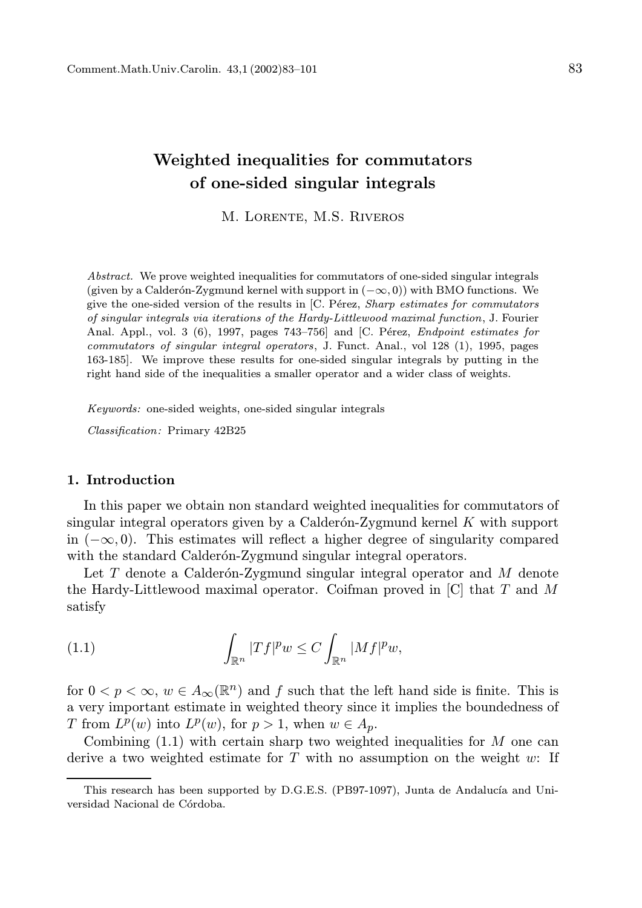# Weighted inequalities for commutators of one-sided singular integrals

M. Lorente, M.S. Riveros

*Abstract.* We prove weighted inequalities for commutators of one-sided singular integrals (given by a Calderón-Zygmund kernel with support in $(-\infty, 0)$) with BMO functions. We give the one-sided version of the results in [C. Pérez, *Sharp estimates for commutators of singular integrals via iterations of the Hardy-Littlewood maximal function*, J. Fourier Anal. Appl., vol. 3 (6), 1997, pages 743–756] and [C. Pérez, *Endpoint estimates for commutators of singular integral operators*, J. Funct. Anal., vol 128 (1), 1995, pages 163-185]. We improve these results for one-sided singular integrals by putting in the right hand side of the inequalities a smaller operator and a wider class of weights.

*Keywords:* one-sided weights, one-sided singular integrals

*Classification:* Primary 42B25

## 1. Introduction

In this paper we obtain non standard weighted inequalities for commutators of singular integral operators given by a Calderón-Zygmund kernel $K$ with support in $(-\infty, 0)$. This estimates will reflect a higher degree of singularity compared with the standard Calderón-Zygmund singular integral operators.

Let $T$ denote a Calderón-Zygmund singular integral operator and $M$ denote the Hardy-Littlewood maximal operator. Coifman proved in [C] that $T$ and $M$ satisfy

$$\int_{\mathbb{R}^n} |Tf|^p w \leq C \int_{\mathbb{R}^n} |Mf|^p w, \tag{1.1}$$

for $0 < p < \infty$, $w \in A_\infty(\mathbb{R}^n)$ and $f$ such that the left hand side is finite. This is a very important estimate in weighted theory since it implies the boundedness of $T$ from $L^p(w)$ into $L^p(w)$, for $p > 1$, when $w \in A_p$.

Combining (1.1) with certain sharp two weighted inequalities for $M$ one can derive a two weighted estimate for $T$ with no assumption on the weight $w$: If

This research has been supported by D.G.E.S. (PB97-1097), Junta de Andalucía and Universidad Nacional de Córdoba.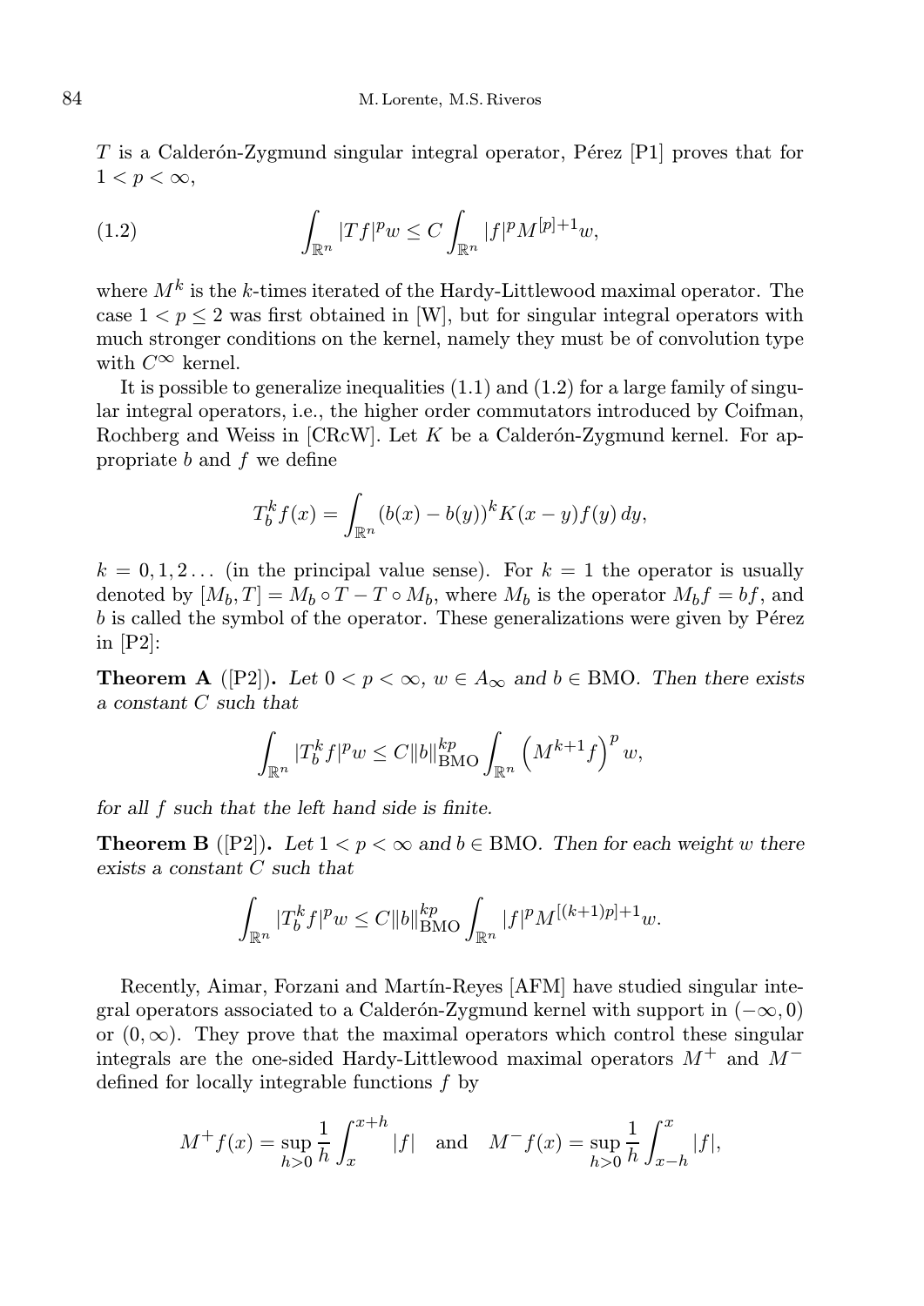$T$ is a Calderón-Zygmund singular integral operator, Pérez [P1] proves that for $1 < p < \infty$,

$$\int_{\mathbb{R}^n} |Tf|^p w \leq C \int_{\mathbb{R}^n} |f|^p M^{[p]+1} w, \tag{1.2}$$

where $M^k$ is the $k$-times iterated of the Hardy-Littlewood maximal operator. The case $1 < p \leq 2$ was first obtained in [W], but for singular integral operators with much stronger conditions on the kernel, namely they must be of convolution type with $C^\infty$ kernel.

It is possible to generalize inequalities (1.1) and (1.2) for a large family of singular integral operators, i.e., the higher order commutators introduced by Coifman, Rochberg and Weiss in [CRcW]. Let $K$ be a Calderón-Zygmund kernel. For appropriate $b$ and $f$ we define

$$T_b^k f(x) = \int_{\mathbb{R}^n} (b(x) - b(y))^k K(x-y) f(y)\, dy,$$

$k = 0, 1, 2 \dots$ (in the principal value sense). For $k = 1$ the operator is usually denoted by $[M_b, T] = M_b \circ T - T \circ M_b$, where $M_b$ is the operator $M_b f = bf$, and $b$ is called the symbol of the operator. These generalizations were given by Pérez in [P2]:

**Theorem A** ([P2]). *Let $0 < p < \infty$, $w \in A_\infty$ and $b \in \mathrm{BMO}$. Then there exists a constant $C$ such that*

$$\int_{\mathbb{R}^n} |T_b^k f|^p w \leq C \|b\|_{\mathrm{BMO}}^{kp} \int_{\mathbb{R}^n} \left(M^{k+1} f\right)^p w,$$

*for all $f$ such that the left hand side is finite.*

**Theorem B** ([P2]). *Let $1 < p < \infty$ and $b \in \mathrm{BMO}$. Then for each weight $w$ there exists a constant $C$ such that*

$$\int_{\mathbb{R}^n} |T_b^k f|^p w \leq C \|b\|_{\mathrm{BMO}}^{kp} \int_{\mathbb{R}^n} |f|^p M^{[(k+1)p]+1} w.$$

Recently, Aimar, Forzani and Martín-Reyes [AFM] have studied singular integral operators associated to a Calderón-Zygmund kernel with support in $(-\infty, 0)$ or $(0, \infty)$. They prove that the maximal operators which control these singular integrals are the one-sided Hardy-Littlewood maximal operators $M^+$ and $M^-$ defined for locally integrable functions $f$ by

$$M^+ f(x) = \sup_{h>0} \frac{1}{h} \int_x^{x+h} |f| \quad \text{and} \quad M^- f(x) = \sup_{h>0} \frac{1}{h} \int_{x-h}^{x} |f|,$$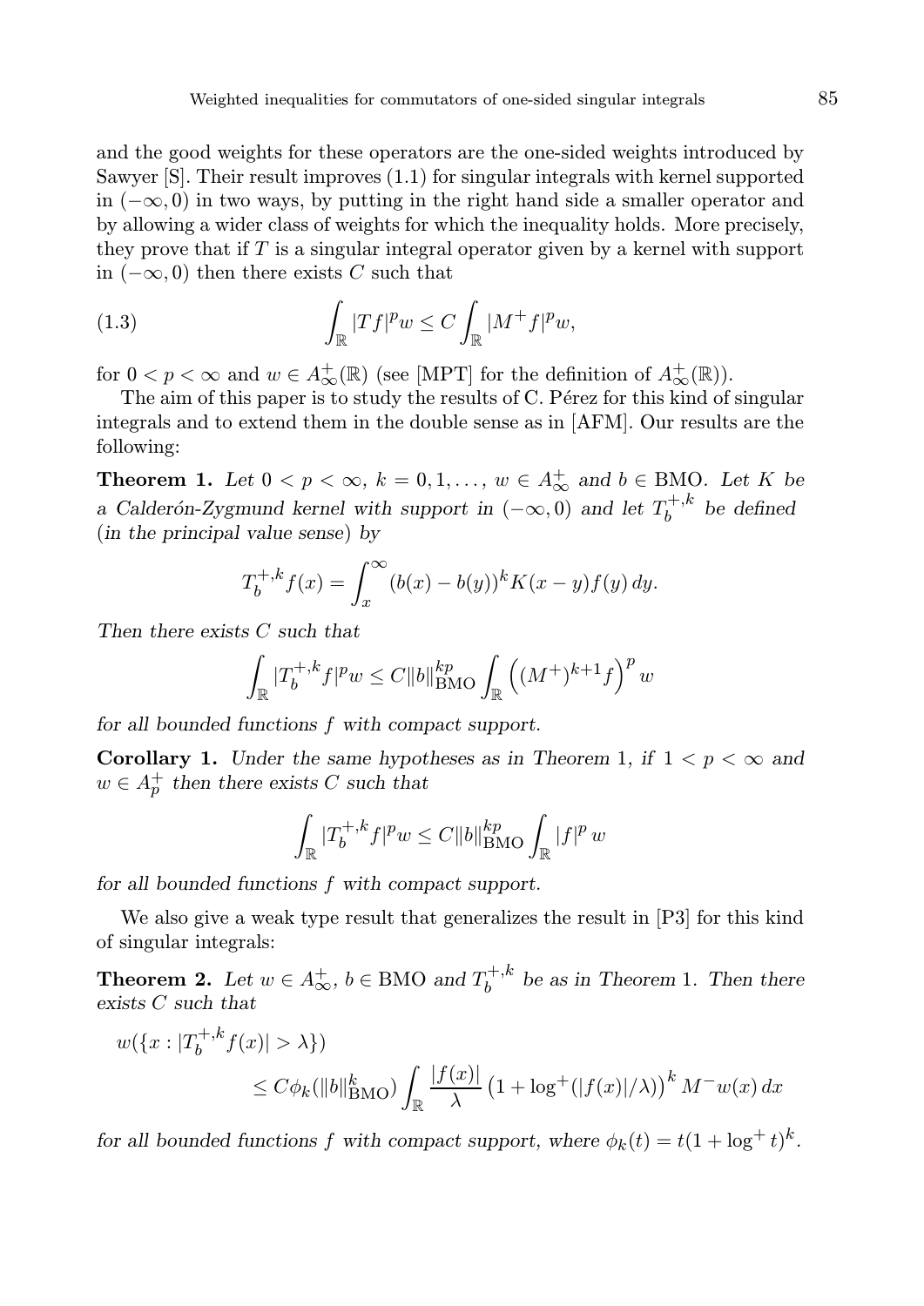and the good weights for these operators are the one-sided weights introduced by Sawyer [S]. Their result improves (1.1) for singular integrals with kernel supported in $(-\infty,0)$ in two ways, by putting in the right hand side a smaller operator and by allowing a wider class of weights for which the inequality holds. More precisely, they prove that if $T$ is a singular integral operator given by a kernel with support in $(-\infty,0)$ then there exists $C$ such that

$$\int_{\mathbb{R}} |Tf|^p w \le C \int_{\mathbb{R}} |M^+ f|^p w, \tag{1.3}$$

for $0 < p < \infty$ and $w \in A_\infty^+(\mathbb{R})$ (see [MPT] for the definition of $A_\infty^+(\mathbb{R})$).

The aim of this paper is to study the results of C. Pérez for this kind of singular integrals and to extend them in the double sense as in [AFM]. Our results are the following:

**Theorem 1.** *Let $0 < p < \infty$, $k = 0, 1, \ldots$, $w \in A_\infty^+$ and $b \in \mathrm{BMO}$. Let $K$ be a Calderón-Zygmund kernel with support in $(-\infty,0)$ and let $T_b^{+,k}$ be defined (in the principal value sense) by*

$$T_b^{+,k} f(x) = \int_x^\infty (b(x) - b(y))^k K(x-y) f(y)\, dy.$$

*Then there exists $C$ such that*

$$\int_{\mathbb{R}} |T_b^{+,k} f|^p w \le C \|b\|_{\mathrm{BMO}}^{kp} \int_{\mathbb{R}} \left( (M^+)^{k+1} f \right)^p w$$

*for all bounded functions $f$ with compact support.*

**Corollary 1.** *Under the same hypotheses as in Theorem 1, if $1 < p < \infty$ and $w \in A_p^+$ then there exists $C$ such that*

$$\int_{\mathbb{R}} |T_b^{+,k} f|^p w \le C \|b\|_{\mathrm{BMO}}^{kp} \int_{\mathbb{R}} |f|^p \, w$$

*for all bounded functions $f$ with compact support.*

We also give a weak type result that generalizes the result in [P3] for this kind of singular integrals:

**Theorem 2.** *Let $w \in A_\infty^+$, $b \in \mathrm{BMO}$ and $T_b^{+,k}$ be as in Theorem 1. Then there exists $C$ such that*

$$w(\{x : |T_b^{+,k} f(x)| > \lambda\}) \le C \phi_k(\|b\|_{\mathrm{BMO}}^k) \int_{\mathbb{R}} \frac{|f(x)|}{\lambda} \left(1 + \log^+(|f(x)|/\lambda)\right)^k M^- w(x)\, dx$$

*for all bounded functions $f$ with compact support, where $\phi_k(t) = t(1 + \log^+ t)^k$.*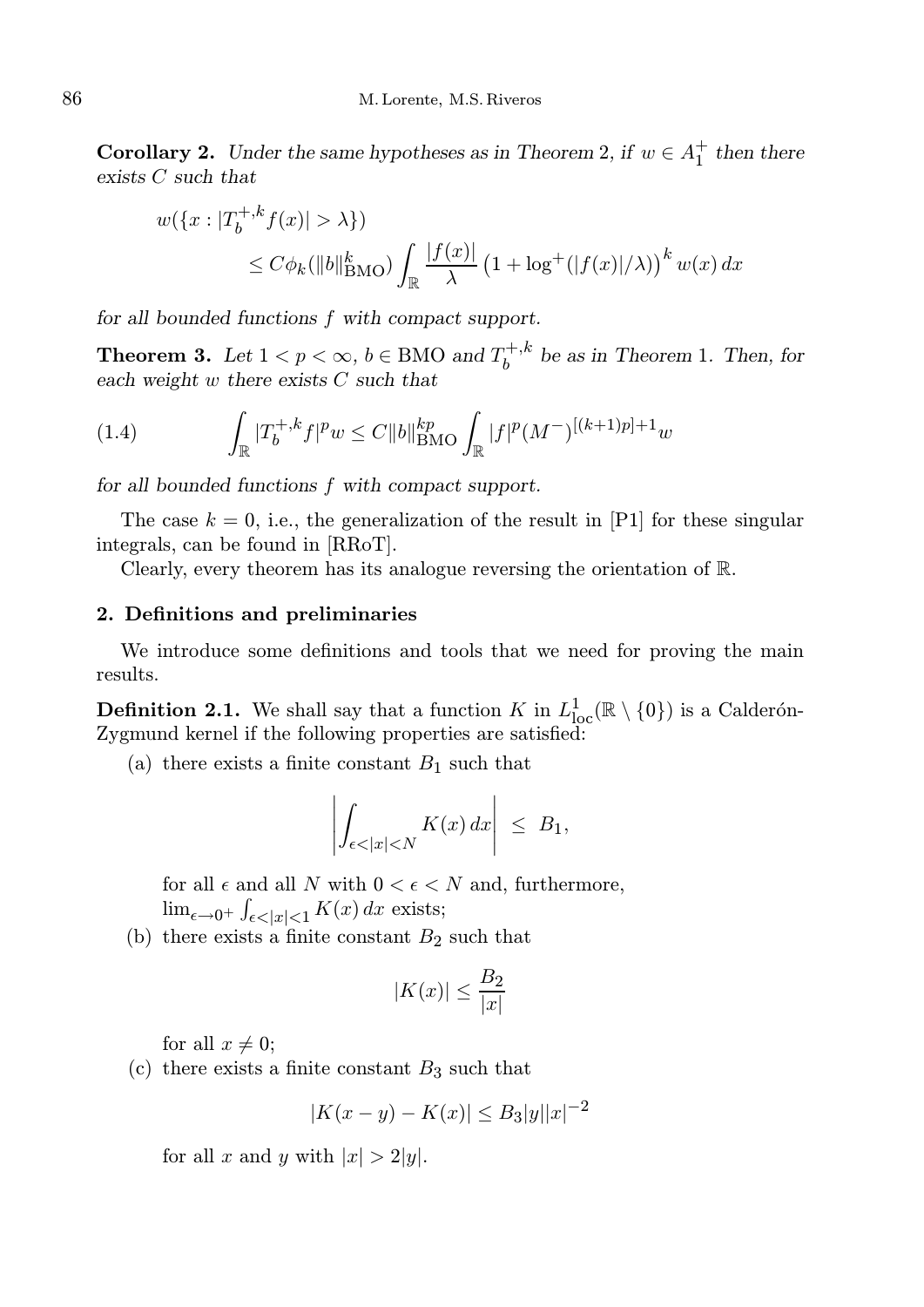**Corollary 2.** *Under the same hypotheses as in Theorem* 2, *if* $w \in A_1^+$ *then there exists* $C$ *such that*

$$
\begin{aligned}
w(\{x : |T_b^{+,k} f(x)| > \lambda\}) & \\
&\le C\phi_k(\|b\|_{\mathrm{BMO}}^k) \int_{\mathbb{R}} \frac{|f(x)|}{\lambda} \left(1 + \log^+(|f(x)|/\lambda)\right)^k w(x)\, dx
\end{aligned}
$$

*for all bounded functions* $f$ *with compact support.*

**Theorem 3.** *Let* $1 < p < \infty$, $b \in \mathrm{BMO}$ *and* $T_b^{+,k}$ *be as in Theorem* 1. *Then, for each weight* $w$ *there exists* $C$ *such that*

$$
\int_{\mathbb{R}} |T_b^{+,k} f|^p w \le C\|b\|_{\mathrm{BMO}}^{kp} \int_{\mathbb{R}} |f|^p (M^-)^{[(k+1)p]+1} w \tag{1.4}
$$

*for all bounded functions* $f$ *with compact support.*

The case $k = 0$, i.e., the generalization of the result in [P1] for these singular integrals, can be found in [RRoT].

Clearly, every theorem has its analogue reversing the orientation of $\mathbb{R}$.

## 2. Definitions and preliminaries

We introduce some definitions and tools that we need for proving the main results.

**Definition 2.1.** We shall say that a function $K$ in $L^1_{\mathrm{loc}}(\mathbb{R} \setminus \{0\})$ is a Calderón-Zygmund kernel if the following properties are satisfied:

(a) there exists a finite constant $B_1$ such that

$$
\left| \int_{\epsilon < |x| < N} K(x)\, dx \right| \le B_1,
$$

for all $\epsilon$ and all $N$ with $0 < \epsilon < N$ and, furthermore, $\lim_{\epsilon \to 0^+} \int_{\epsilon < |x| < 1} K(x)\, dx$ exists;

(b) there exists a finite constant $B_2$ such that

$$
|K(x)| \le \frac{B_2}{|x|}
$$

for all $x \neq 0$;

(c) there exists a finite constant $B_3$ such that

$$
|K(x - y) - K(x)| \le B_3 |y| |x|^{-2}
$$

for all $x$ and $y$ with $|x| > 2|y|$.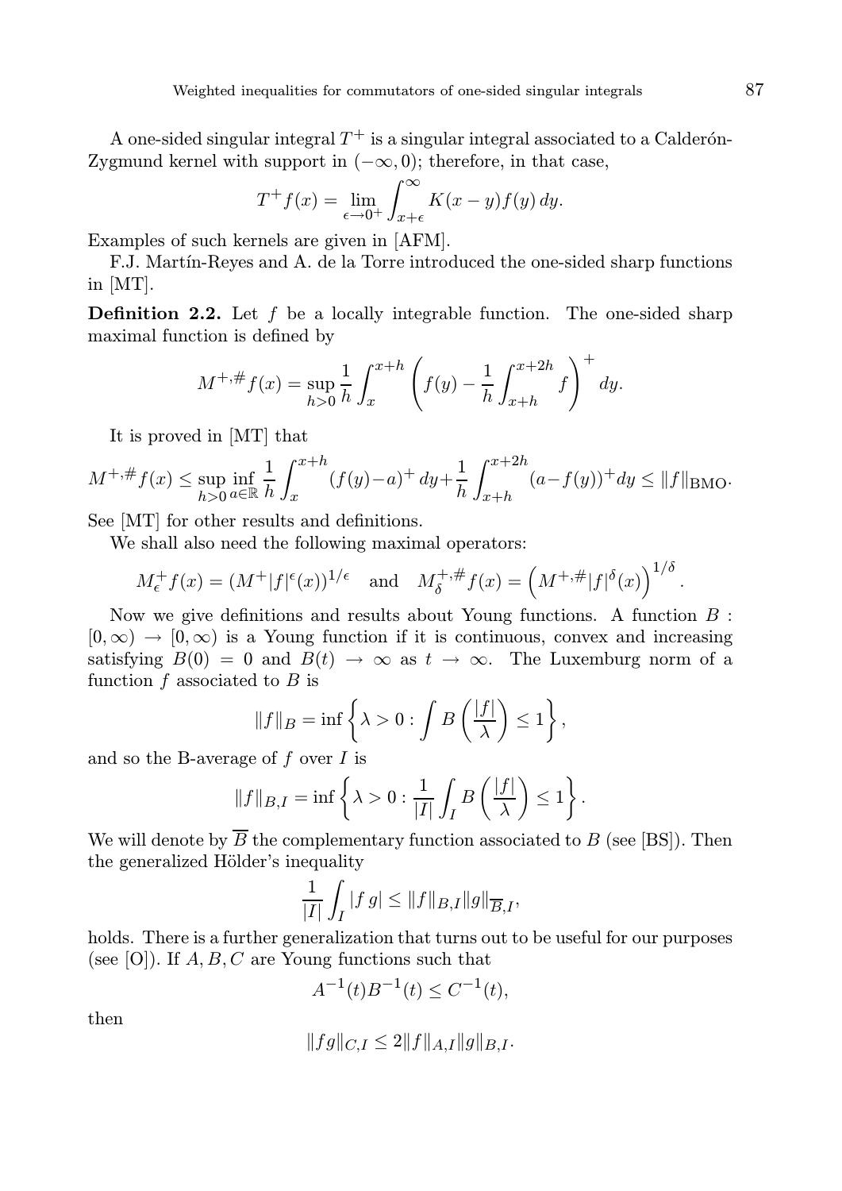A one-sided singular integral $T^+$ is a singular integral associated to a Calderón-Zygmund kernel with support in $(-\infty, 0)$; therefore, in that case,

$$T^+ f(x) = \lim_{\epsilon \to 0^+} \int_{x+\epsilon}^{\infty} K(x-y) f(y)\, dy.$$

Examples of such kernels are given in [AFM].

F.J. Martín-Reyes and A. de la Torre introduced the one-sided sharp functions in [MT].

**Definition 2.2.** Let $f$ be a locally integrable function. The one-sided sharp maximal function is defined by

$$M^{+,\#} f(x) = \sup_{h>0} \frac{1}{h} \int_x^{x+h} \left( f(y) - \frac{1}{h} \int_{x+h}^{x+2h} f \right)^+ dy.$$

It is proved in [MT] that

$$M^{+,\#} f(x) \leq \sup_{h>0} \inf_{a \in \mathbb{R}} \frac{1}{h} \int_x^{x+h} (f(y)-a)^+ \, dy + \frac{1}{h} \int_{x+h}^{x+2h} (a - f(y))^+ dy \leq \|f\|_{\mathrm{BMO}}.$$

See [MT] for other results and definitions.

We shall also need the following maximal operators:

$$M_\epsilon^+ f(x) = (M^+ |f|^\epsilon(x))^{1/\epsilon} \quad \text{and} \quad M_\delta^{+,\#} f(x) = \left( M^{+,\#} |f|^\delta(x) \right)^{1/\delta}.$$

Now we give definitions and results about Young functions. A function $B : [0, \infty) \to [0, \infty)$ is a Young function if it is continuous, convex and increasing satisfying $B(0) = 0$ and $B(t) \to \infty$ as $t \to \infty$. The Luxemburg norm of a function $f$ associated to $B$ is

$$\|f\|_B = \inf \left\{ \lambda > 0 : \int B\left( \frac{|f|}{\lambda} \right) \leq 1 \right\},$$

and so the B-average of $f$ over $I$ is

$$\|f\|_{B,I} = \inf \left\{ \lambda > 0 : \frac{1}{|I|} \int_I B\left( \frac{|f|}{\lambda} \right) \leq 1 \right\}.$$

We will denote by $\overline{B}$ the complementary function associated to $B$ (see [BS]). Then the generalized Hölder's inequality

$$\frac{1}{|I|} \int_I |f\, g| \leq \|f\|_{B,I} \|g\|_{\overline{B},I},$$

holds. There is a further generalization that turns out to be useful for our purposes (see [O]). If $A, B, C$ are Young functions such that

$$A^{-1}(t) B^{-1}(t) \leq C^{-1}(t),$$

then

$$\|fg\|_{C,I} \leq 2 \|f\|_{A,I} \|g\|_{B,I}.$$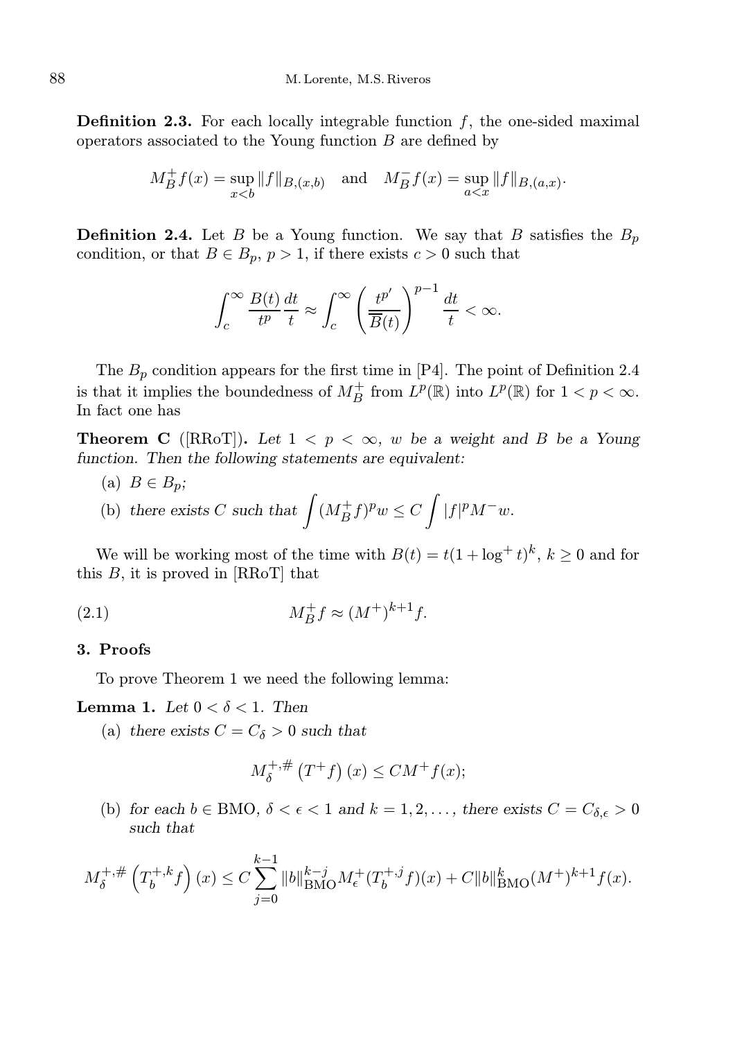**Definition 2.3.** For each locally integrable function $f$, the one-sided maximal operators associated to the Young function $B$ are defined by

$$M_B^+ f(x) = \sup_{x<b} \|f\|_{B,(x,b)} \quad \text{and} \quad M_B^- f(x) = \sup_{a<x} \|f\|_{B,(a,x)}.$$

**Definition 2.4.** Let $B$ be a Young function. We say that $B$ satisfies the $B_p$ condition, or that $B \in B_p$, $p > 1$, if there exists $c > 0$ such that

$$\int_c^\infty \frac{B(t)}{t^p} \frac{dt}{t} \approx \int_c^\infty \left( \frac{t^{p'}}{\overline{B}(t)} \right)^{p-1} \frac{dt}{t} < \infty.$$

The $B_p$ condition appears for the first time in [P4]. The point of Definition 2.4 is that it implies the boundedness of $M_B^+$ from $L^p(\mathbb{R})$ into $L^p(\mathbb{R})$ for $1 < p < \infty$. In fact one has

**Theorem C** ([RRoT]). *Let $1 < p < \infty$, $w$ be a weight and $B$ be a Young function. Then the following statements are equivalent:*

(a) $B \in B_p$;

(b) *there exists $C$ such that* $\int (M_B^+ f)^p w \le C \int |f|^p M^- w.$

We will be working most of the time with $B(t) = t(1 + \log^+ t)^k$, $k \ge 0$ and for this $B$, it is proved in [RRoT] that

$$M_B^+ f \approx (M^+)^{k+1} f. \tag{2.1}$$

## 3. Proofs

To prove Theorem 1 we need the following lemma:

**Lemma 1.** *Let $0 < \delta < 1$. Then*

(a) *there exists $C = C_\delta > 0$ such that*

$$M_\delta^{+,\#} \left( T^+ f \right)(x) \le C M^+ f(x);$$

(b) *for each $b \in \mathrm{BMO}$, $\delta < \epsilon < 1$ and $k = 1, 2, \ldots$, there exists $C = C_{\delta,\epsilon} > 0$ such that*

$$M_\delta^{+,\#} \left( T_b^{+,k} f \right)(x) \le C \sum_{j=0}^{k-1} \|b\|_{\mathrm{BMO}}^{k-j} M_\epsilon^+ (T_b^{+,j} f)(x) + C \|b\|_{\mathrm{BMO}}^k (M^+)^{k+1} f(x).$$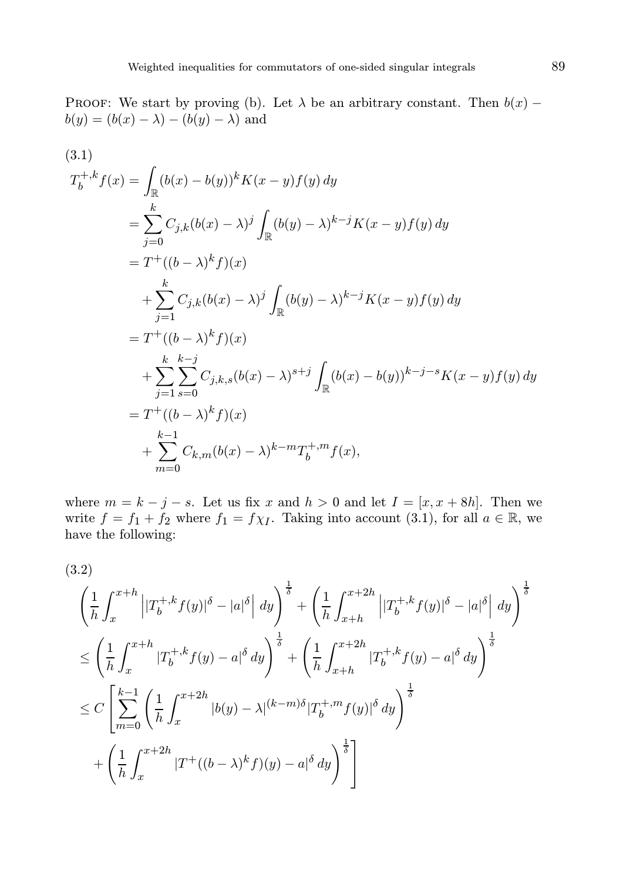Proof: We start by proving (b). Let $\lambda$ be an arbitrary constant. Then $b(x) - b(y) = (b(x) - \lambda) - (b(y) - \lambda)$ and

(3.1)

$$
\begin{aligned}
T_b^{+,k} f(x) &= \int_{\mathbb{R}} (b(x) - b(y))^k K(x-y) f(y)\, dy \\
&= \sum_{j=0}^{k} C_{j,k} (b(x) - \lambda)^j \int_{\mathbb{R}} (b(y) - \lambda)^{k-j} K(x-y) f(y)\, dy \\
&= T^+((b-\lambda)^k f)(x) \\
&\quad + \sum_{j=1}^{k} C_{j,k} (b(x) - \lambda)^j \int_{\mathbb{R}} (b(y) - \lambda)^{k-j} K(x-y) f(y)\, dy \\
&= T^+((b-\lambda)^k f)(x) \\
&\quad + \sum_{j=1}^{k} \sum_{s=0}^{k-j} C_{j,k,s} (b(x) - \lambda)^{s+j} \int_{\mathbb{R}} (b(x) - b(y))^{k-j-s} K(x-y) f(y)\, dy \\
&= T^+((b-\lambda)^k f)(x) \\
&\quad + \sum_{m=0}^{k-1} C_{k,m} (b(x) - \lambda)^{k-m} T_b^{+,m} f(x),
\end{aligned}
$$

where $m = k - j - s$. Let us fix $x$ and $h > 0$ and let $I = [x, x+8h]$. Then we write $f = f_1 + f_2$ where $f_1 = f\chi_I$. Taking into account (3.1), for all $a \in \mathbb{R}$, we have the following:

(3.2)

$$
\begin{aligned}
&\left( \frac{1}{h} \int_x^{x+h} \left| |T_b^{+,k} f(y)|^\delta - |a|^\delta \right| dy \right)^{\frac{1}{\delta}} + \left( \frac{1}{h} \int_{x+h}^{x+2h} \left| |T_b^{+,k} f(y)|^\delta - |a|^\delta \right| dy \right)^{\frac{1}{\delta}} \\
&\leq \left( \frac{1}{h} \int_x^{x+h} |T_b^{+,k} f(y) - a|^\delta\, dy \right)^{\frac{1}{\delta}} + \left( \frac{1}{h} \int_{x+h}^{x+2h} |T_b^{+,k} f(y) - a|^\delta\, dy \right)^{\frac{1}{\delta}} \\
&\leq C \left[ \sum_{m=0}^{k-1} \left( \frac{1}{h} \int_x^{x+2h} |b(y) - \lambda|^{(k-m)\delta} |T_b^{+,m} f(y)|^\delta\, dy \right)^{\frac{1}{\delta}} \right. \\
&\quad \left. + \left( \frac{1}{h} \int_x^{x+2h} |T^+((b-\lambda)^k f)(y) - a|^\delta\, dy \right)^{\frac{1}{\delta}} \right]
\end{aligned}
$$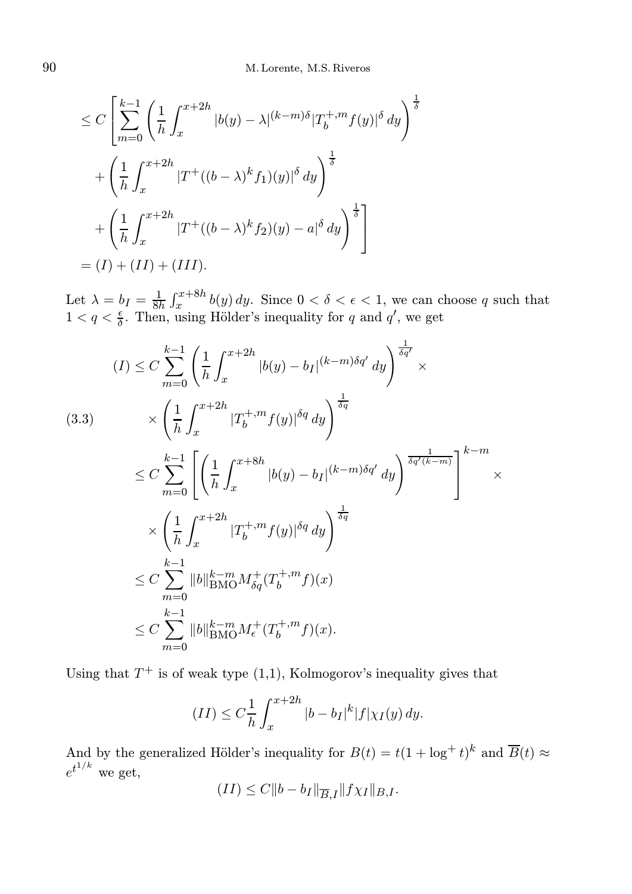$$\leq C\left[\sum_{m=0}^{k-1}\left(\frac{1}{h}\int_x^{x+2h}|b(y)-\lambda|^{(k-m)\delta}|T_b^{+,m}f(y)|^{\delta}\,dy\right)^{\frac{1}{\delta}}\right.$$

$$+\left(\frac{1}{h}\int_x^{x+2h}|T^+((b-\lambda)^k f_1)(y)|^{\delta}\,dy\right)^{\frac{1}{\delta}}$$

$$\left.+\left(\frac{1}{h}\int_x^{x+2h}|T^+((b-\lambda)^k f_2)(y)-a|^{\delta}\,dy\right)^{\frac{1}{\delta}}\right]$$

$$=(I)+(II)+(III).$$

Let $\lambda = b_I = \frac{1}{8h}\int_x^{x+8h} b(y)\,dy$. Since $0<\delta<\epsilon<1$, we can choose $q$ such that $1<q<\frac{\epsilon}{\delta}$. Then, using Hölder's inequality for $q$ and $q'$, we get

$$\begin{aligned}
(I) &\leq C\sum_{m=0}^{k-1}\left(\frac{1}{h}\int_x^{x+2h}|b(y)-b_I|^{(k-m)\delta q'}\,dy\right)^{\frac{1}{\delta q'}}\times\\
&\qquad\times\left(\frac{1}{h}\int_x^{x+2h}|T_b^{+,m}f(y)|^{\delta q}\,dy\right)^{\frac{1}{\delta q}}\\
&\leq C\sum_{m=0}^{k-1}\left[\left(\frac{1}{h}\int_x^{x+8h}|b(y)-b_I|^{(k-m)\delta q'}\,dy\right)^{\frac{1}{\delta q'(k-m)}}\right]^{k-m}\times\\
&\qquad\times\left(\frac{1}{h}\int_x^{x+2h}|T_b^{+,m}f(y)|^{\delta q}\,dy\right)^{\frac{1}{\delta q}}\\
&\leq C\sum_{m=0}^{k-1}\|b\|_{\mathrm{BMO}}^{k-m}M_{\delta q}^{+}(T_b^{+,m}f)(x)\\
&\leq C\sum_{m=0}^{k-1}\|b\|_{\mathrm{BMO}}^{k-m}M_{\epsilon}^{+}(T_b^{+,m}f)(x).
\end{aligned}\tag{3.3}$$

Using that $T^+$ is of weak type (1,1), Kolmogorov's inequality gives that

$$(II)\leq C\frac{1}{h}\int_x^{x+2h}|b-b_I|^k|f|\chi_I(y)\,dy.$$

And by the generalized Hölder's inequality for $B(t)=t(1+\log^+ t)^k$ and $\overline{B}(t)\approx e^{t^{1/k}}$ we get,

$$(II)\leq C\|b-b_I\|_{\overline{B},I}\|f\chi_I\|_{B,I}.$$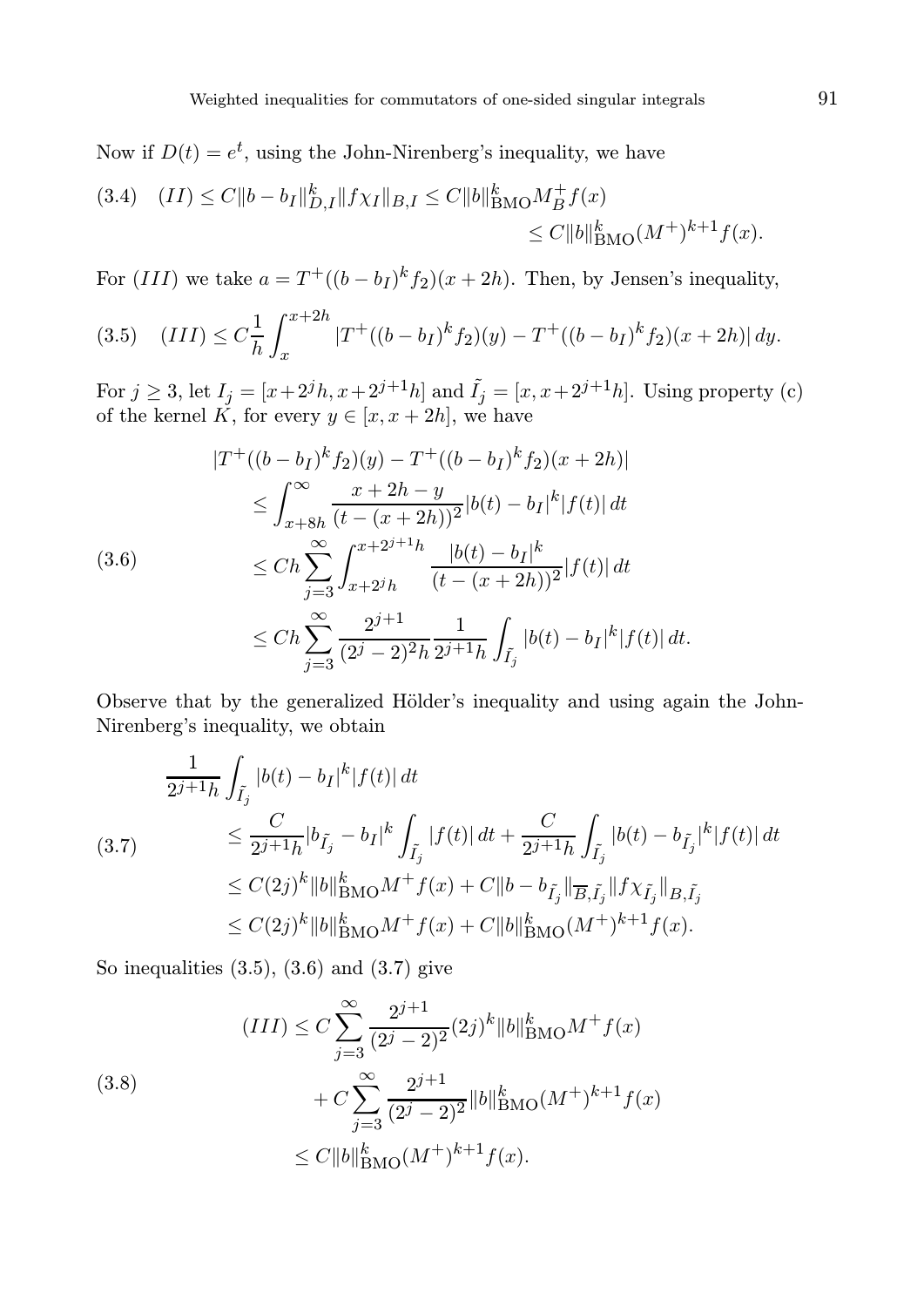Now if $D(t) = e^t$, using the John-Nirenberg's inequality, we have

$$
\begin{aligned}
(3.4) \quad (II) &\le C\|b - b_I\|_{D,I}^k \|f\chi_I\|_{B,I} \le C\|b\|_{\mathrm{BMO}}^k M_B^+ f(x) \\
&\le C\|b\|_{\mathrm{BMO}}^k (M^+)^{k+1} f(x).
\end{aligned}
$$

For $(III)$ we take $a = T^+((b - b_I)^k f_2)(x + 2h)$. Then, by Jensen's inequality,

$$
(3.5) \quad (III) \le C\frac{1}{h}\int_x^{x+2h} |T^+((b - b_I)^k f_2)(y) - T^+((b - b_I)^k f_2)(x + 2h)|\, dy.
$$

For $j \ge 3$, let $I_j = [x + 2^j h, x + 2^{j+1}h]$ and $\tilde{I}_j = [x, x + 2^{j+1}h]$. Using property (c) of the kernel $K$, for every $y \in [x, x + 2h]$, we have

$$
(3.6) \quad
\begin{aligned}
|T^+&((b - b_I)^k f_2)(y) - T^+((b - b_I)^k f_2)(x + 2h)| \\
&\le \int_{x+8h}^{\infty} \frac{x + 2h - y}{(t - (x + 2h))^2} |b(t) - b_I|^k |f(t)|\, dt \\
&\le Ch \sum_{j=3}^{\infty} \int_{x+2^j h}^{x+2^{j+1}h} \frac{|b(t) - b_I|^k}{(t - (x + 2h))^2} |f(t)|\, dt \\
&\le Ch \sum_{j=3}^{\infty} \frac{2^{j+1}}{(2^j - 2)^2 h} \frac{1}{2^{j+1}h} \int_{\tilde{I}_j} |b(t) - b_I|^k |f(t)|\, dt.
\end{aligned}
$$

Observe that by the generalized Hölder's inequality and using again the John-Nirenberg's inequality, we obtain

$$
(3.7) \quad
\begin{aligned}
\frac{1}{2^{j+1}h} &\int_{\tilde{I}_j} |b(t) - b_I|^k |f(t)|\, dt \\
&\le \frac{C}{2^{j+1}h} |b_{\tilde{I}_j} - b_I|^k \int_{\tilde{I}_j} |f(t)|\, dt + \frac{C}{2^{j+1}h} \int_{\tilde{I}_j} |b(t) - b_{\tilde{I}_j}|^k |f(t)|\, dt \\
&\le C(2j)^k \|b\|_{\mathrm{BMO}}^k M^+ f(x) + C\|b - b_{\tilde{I}_j}\|_{\overline{B},\tilde{I}_j} \|f\chi_{\tilde{I}_j}\|_{B,\tilde{I}_j} \\
&\le C(2j)^k \|b\|_{\mathrm{BMO}}^k M^+ f(x) + C\|b\|_{\mathrm{BMO}}^k (M^+)^{k+1} f(x).
\end{aligned}
$$

So inequalities (3.5), (3.6) and (3.7) give

$$
(3.8) \quad
\begin{aligned}
(III) &\le C\sum_{j=3}^{\infty} \frac{2^{j+1}}{(2^j - 2)^2} (2j)^k \|b\|_{\mathrm{BMO}}^k M^+ f(x) \\
&\quad + C\sum_{j=3}^{\infty} \frac{2^{j+1}}{(2^j - 2)^2} \|b\|_{\mathrm{BMO}}^k (M^+)^{k+1} f(x) \\
&\le C\|b\|_{\mathrm{BMO}}^k (M^+)^{k+1} f(x).
\end{aligned}
$$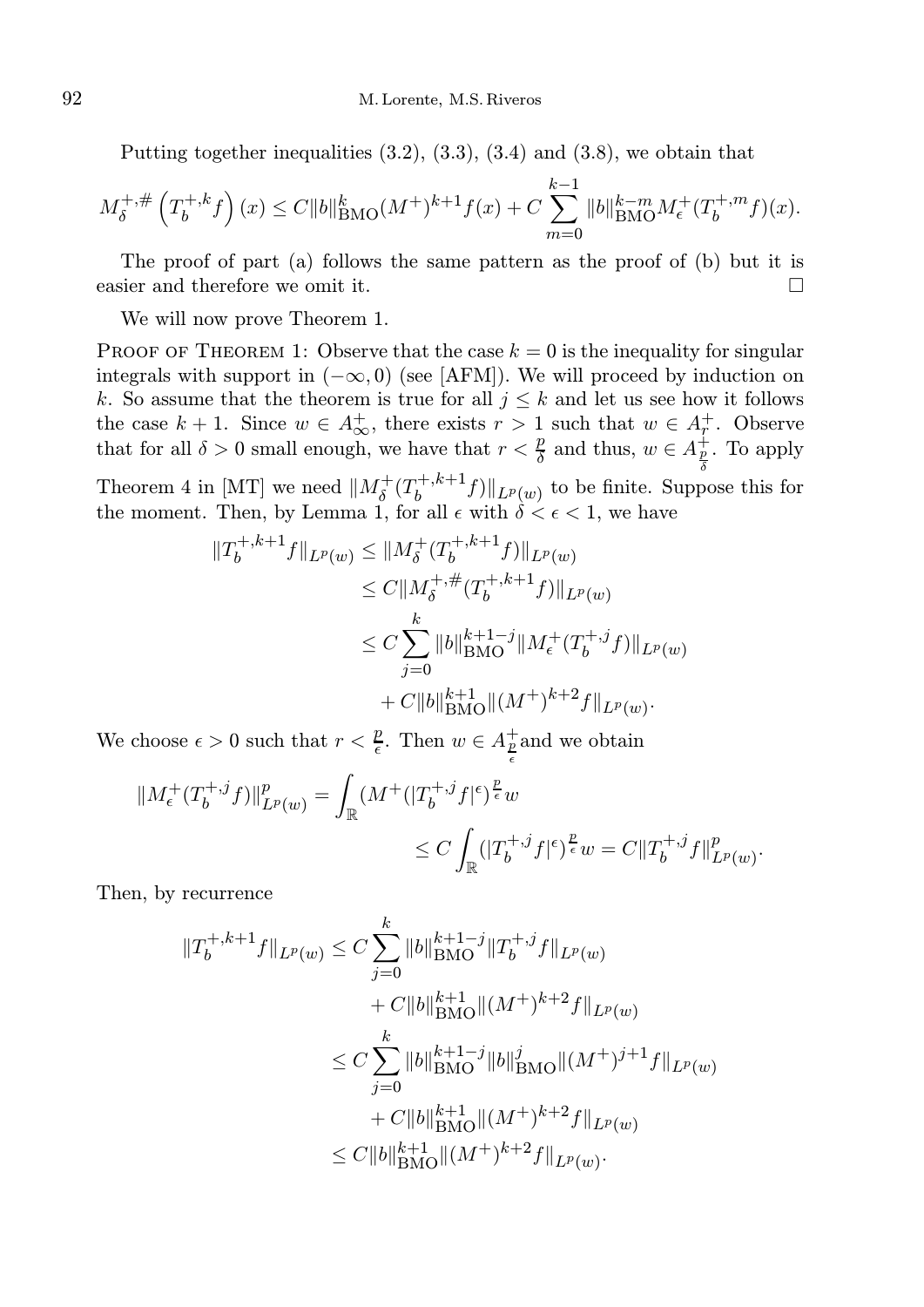Putting together inequalities (3.2), (3.3), (3.4) and (3.8), we obtain that

$$M_\delta^{+,\#}\left(T_b^{+,k}f\right)(x) \le C\|b\|_{\mathrm{BMO}}^k (M^+)^{k+1}f(x) + C\sum_{m=0}^{k-1}\|b\|_{\mathrm{BMO}}^{k-m} M_\epsilon^+(T_b^{+,m}f)(x).$$

The proof of part (a) follows the same pattern as the proof of (b) but it is easier and therefore we omit it. $\square$

We will now prove Theorem 1.

Proof of Theorem 1: Observe that the case $k=0$ is the inequality for singular integrals with support in $(-\infty,0)$ (see [AFM]). We will proceed by induction on $k$. So assume that the theorem is true for all $j\le k$ and let us see how it follows the case $k+1$. Since $w\in A_\infty^+$, there exists $r>1$ such that $w\in A_r^+$. Observe that for all $\delta>0$ small enough, we have that $r<\frac{p}{\delta}$ and thus, $w\in A_{\frac{p}{\delta}}^+$. To apply Theorem 4 in [MT] we need $\|M_\delta^+(T_b^{+,k+1}f)\|_{L^p(w)}$ to be finite. Suppose this for the moment. Then, by Lemma 1, for all $\epsilon$ with $\delta<\epsilon<1$, we have

$$\begin{aligned}
\|T_b^{+,k+1}f\|_{L^p(w)} &\le \|M_\delta^+(T_b^{+,k+1}f)\|_{L^p(w)}\\
&\le C\|M_\delta^{+,\#}(T_b^{+,k+1}f)\|_{L^p(w)}\\
&\le C\sum_{j=0}^{k}\|b\|_{\mathrm{BMO}}^{k+1-j}\|M_\epsilon^+(T_b^{+,j}f)\|_{L^p(w)}\\
&\quad + C\|b\|_{\mathrm{BMO}}^{k+1}\|(M^+)^{k+2}f\|_{L^p(w)}.
\end{aligned}$$

We choose $\epsilon>0$ such that $r<\frac{p}{\epsilon}$. Then $w\in A_{\frac{p}{\epsilon}}^+$ and we obtain

$$\begin{aligned}
\|M_\epsilon^+(T_b^{+,j}f)\|_{L^p(w)}^p &= \int_{\mathbb{R}}(M^+(|T_b^{+,j}f|^\epsilon)^{\frac{p}{\epsilon}}w\\
&\le C\int_{\mathbb{R}}(|T_b^{+,j}f|^\epsilon)^{\frac{p}{\epsilon}}w = C\|T_b^{+,j}f\|_{L^p(w)}^p.
\end{aligned}$$

Then, by recurrence

$$\begin{aligned}
\|T_b^{+,k+1}f\|_{L^p(w)} &\le C\sum_{j=0}^{k}\|b\|_{\mathrm{BMO}}^{k+1-j}\|T_b^{+,j}f\|_{L^p(w)}\\
&\quad + C\|b\|_{\mathrm{BMO}}^{k+1}\|(M^+)^{k+2}f\|_{L^p(w)}\\
&\le C\sum_{j=0}^{k}\|b\|_{\mathrm{BMO}}^{k+1-j}\|b\|_{\mathrm{BMO}}^{j}\|(M^+)^{j+1}f\|_{L^p(w)}\\
&\quad + C\|b\|_{\mathrm{BMO}}^{k+1}\|(M^+)^{k+2}f\|_{L^p(w)}\\
&\le C\|b\|_{\mathrm{BMO}}^{k+1}\|(M^+)^{k+2}f\|_{L^p(w)}.
\end{aligned}$$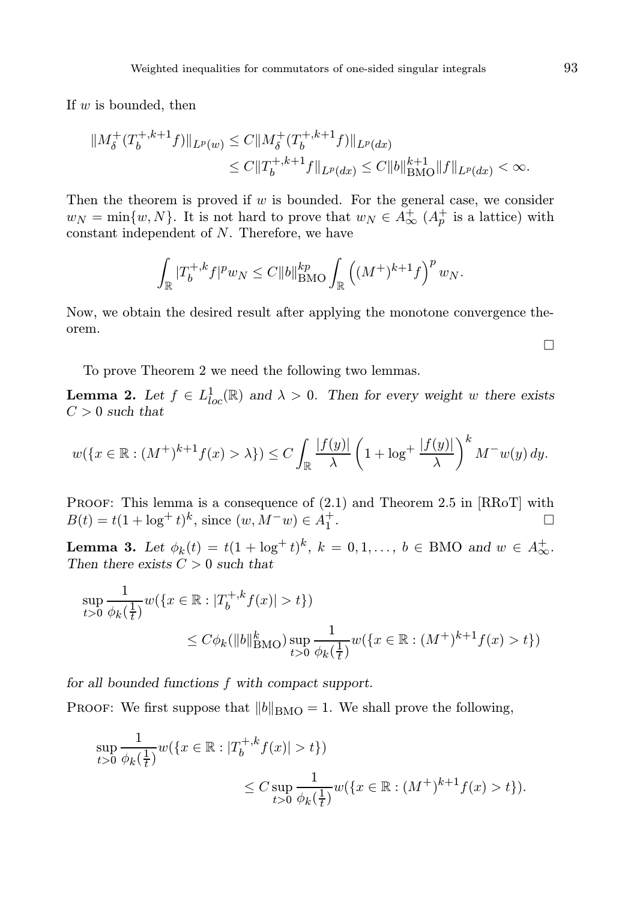If $w$ is bounded, then

$$\begin{aligned}\|M_\delta^+(T_b^{+,k+1}f)\|_{L^p(w)} &\le C\|M_\delta^+(T_b^{+,k+1}f)\|_{L^p(dx)}\\ &\le C\|T_b^{+,k+1}f\|_{L^p(dx)} \le C\|b\|_{\mathrm{BMO}}^{k+1}\|f\|_{L^p(dx)} < \infty.\end{aligned}$$

Then the theorem is proved if $w$ is bounded. For the general case, we consider $w_N = \min\{w, N\}$. It is not hard to prove that $w_N \in A_\infty^+$ ($A_p^+$ is a lattice) with constant independent of $N$. Therefore, we have

$$\int_{\mathbb{R}} |T_b^{+,k}f|^p w_N \le C\|b\|_{\mathrm{BMO}}^{kp} \int_{\mathbb{R}} \left((M^+)^{k+1}f\right)^p w_N.$$

Now, we obtain the desired result after applying the monotone convergence theorem.

□

To prove Theorem 2 we need the following two lemmas.

**Lemma 2.** *Let $f \in L^1_{loc}(\mathbb{R})$ and $\lambda > 0$. Then for every weight $w$ there exists $C > 0$ such that*

$$w(\{x \in \mathbb{R} : (M^+)^{k+1}f(x) > \lambda\}) \le C\int_{\mathbb{R}} \frac{|f(y)|}{\lambda}\left(1 + \log^+\frac{|f(y)|}{\lambda}\right)^k M^-w(y)\,dy.$$

Proof: This lemma is a consequence of (2.1) and Theorem 2.5 in [RRoT] with $B(t) = t(1+\log^+ t)^k$, since $(w, M^-w) \in A_1^+$. □

**Lemma 3.** *Let $\phi_k(t) = t(1+\log^+ t)^k$, $k = 0, 1, \dots$, $b \in \mathrm{BMO}$ and $w \in A_\infty^+$. Then there exists $C > 0$ such that*

$$\begin{aligned}\sup_{t>0}\frac{1}{\phi_k(\frac{1}{t})} w(\{x \in \mathbb{R} : |T_b^{+,k}f(x)| > t\})\\ \le C\phi_k(\|b\|_{\mathrm{BMO}}^k)\sup_{t>0}\frac{1}{\phi_k(\frac{1}{t})} w(\{x \in \mathbb{R} : (M^+)^{k+1}f(x) > t\})\end{aligned}$$

*for all bounded functions $f$ with compact support.*

Proof: We first suppose that $\|b\|_{\mathrm{BMO}} = 1$. We shall prove the following,

$$\begin{aligned}\sup_{t>0}\frac{1}{\phi_k(\frac{1}{t})} w(\{x \in \mathbb{R} : |T_b^{+,k}f(x)| > t\})\\ \le C\sup_{t>0}\frac{1}{\phi_k(\frac{1}{t})} w(\{x \in \mathbb{R} : (M^+)^{k+1}f(x) > t\}).\end{aligned}$$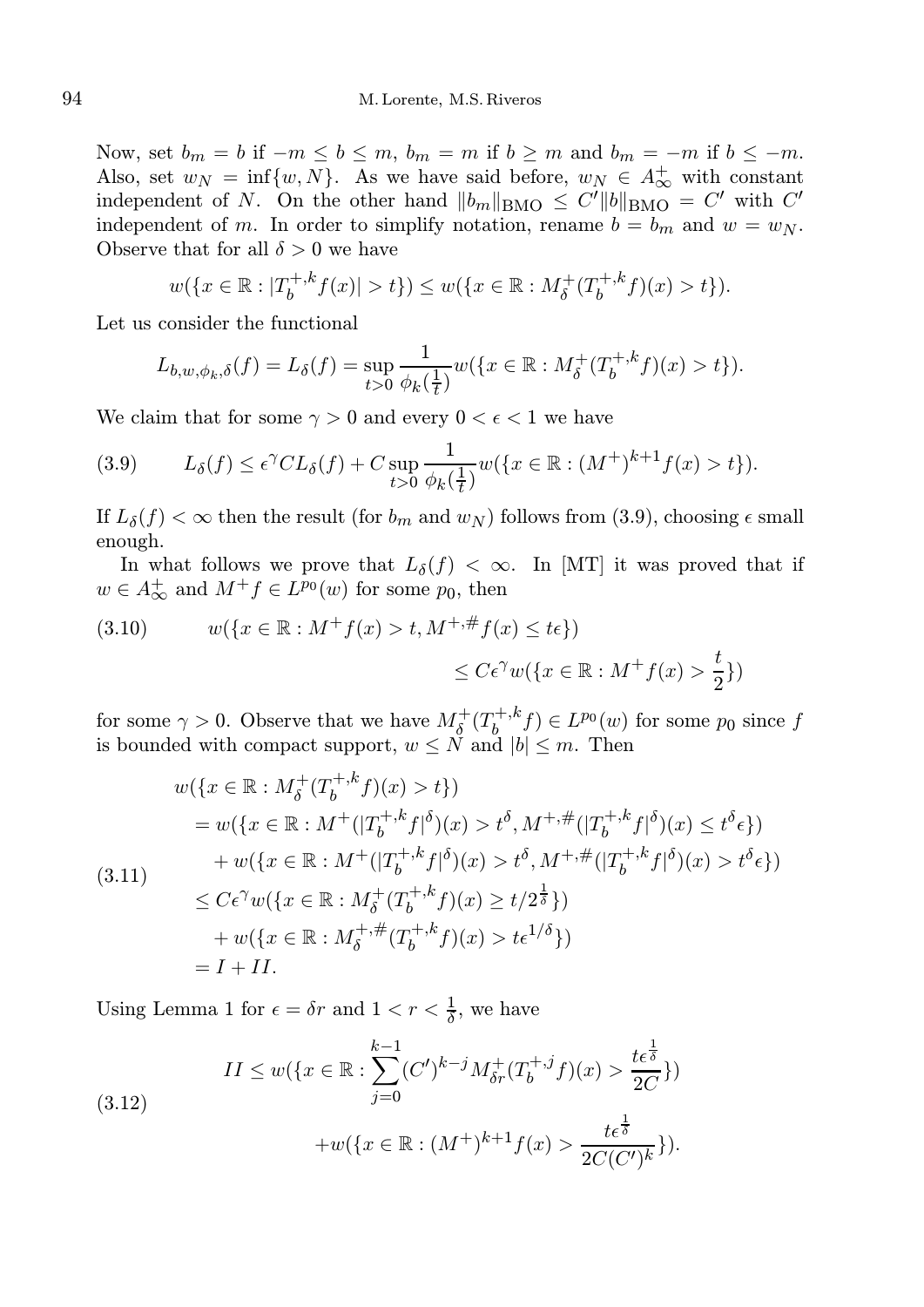Now, set $b_m = b$ if $-m \le b \le m$, $b_m = m$ if $b \ge m$ and $b_m = -m$ if $b \le -m$. Also, set $w_N = \inf\{w, N\}$. As we have said before, $w_N \in A_\infty^+$ with constant independent of $N$. On the other hand $\|b_m\|_{\mathrm{BMO}} \le C'\|b\|_{\mathrm{BMO}} = C'$ with $C'$ independent of $m$. In order to simplify notation, rename $b = b_m$ and $w = w_N$. Observe that for all $\delta > 0$ we have

$$w(\{x \in \mathbb{R} : |T_b^{+,k} f(x)| > t\}) \le w(\{x \in \mathbb{R} : M_\delta^+(T_b^{+,k} f)(x) > t\}).$$

Let us consider the functional

$$L_{b,w,\phi_k,\delta}(f) = L_\delta(f) = \sup_{t>0} \frac{1}{\phi_k(\frac{1}{t})} w(\{x \in \mathbb{R} : M_\delta^+(T_b^{+,k} f)(x) > t\}).$$

We claim that for some $\gamma > 0$ and every $0 < \epsilon < 1$ we have

$$L_\delta(f) \le \epsilon^\gamma C L_\delta(f) + C \sup_{t>0} \frac{1}{\phi_k(\frac{1}{t})} w(\{x \in \mathbb{R} : (M^+)^{k+1} f(x) > t\}). \tag{3.9}$$

If $L_\delta(f) < \infty$ then the result (for $b_m$ and $w_N$) follows from (3.9), choosing $\epsilon$ small enough.

In what follows we prove that $L_\delta(f) < \infty$. In [MT] it was proved that if $w \in A_\infty^+$ and $M^+ f \in L^{p_0}(w)$ for some $p_0$, then

$$w(\{x \in \mathbb{R} : M^+ f(x) > t, M^{+,\#} f(x) \le t\epsilon\}) \le C\epsilon^\gamma w(\{x \in \mathbb{R} : M^+ f(x) > \frac{t}{2}\}) \tag{3.10}$$

for some $\gamma > 0$. Observe that we have $M_\delta^+(T_b^{+,k} f) \in L^{p_0}(w)$ for some $p_0$ since $f$ is bounded with compact support, $w \le N$ and $|b| \le m$. Then

$$\begin{aligned}
&w(\{x \in \mathbb{R} : M_\delta^+(T_b^{+,k} f)(x) > t\}) \\
&= w(\{x \in \mathbb{R} : M^+(|T_b^{+,k} f|^\delta)(x) > t^\delta, M^{+,\#}(|T_b^{+,k} f|^\delta)(x) \le t^\delta \epsilon\}) \\
&\quad + w(\{x \in \mathbb{R} : M^+(|T_b^{+,k} f|^\delta)(x) > t^\delta, M^{+,\#}(|T_b^{+,k} f|^\delta)(x) > t^\delta \epsilon\}) \\
&\le C\epsilon^\gamma w(\{x \in \mathbb{R} : M_\delta^+(T_b^{+,k} f)(x) \ge t/2^{\frac{1}{\delta}}\}) \\
&\quad + w(\{x \in \mathbb{R} : M_\delta^{+,\#}(T_b^{+,k} f)(x) > t\epsilon^{1/\delta}\}) \\
&= I + II.
\end{aligned} \tag{3.11}$$

Using Lemma 1 for $\epsilon = \delta r$ and $1 < r < \frac{1}{\delta}$, we have

$$\begin{aligned}
II &\le w(\{x \in \mathbb{R} : \sum_{j=0}^{k-1} (C')^{k-j} M_{\delta r}^+(T_b^{+,j} f)(x) > \frac{t\epsilon^{\frac{1}{\delta}}}{2C}\}) \\
&\quad + w(\{x \in \mathbb{R} : (M^+)^{k+1} f(x) > \frac{t\epsilon^{\frac{1}{\delta}}}{2C(C')^k}\}).
\end{aligned} \tag{3.12}$$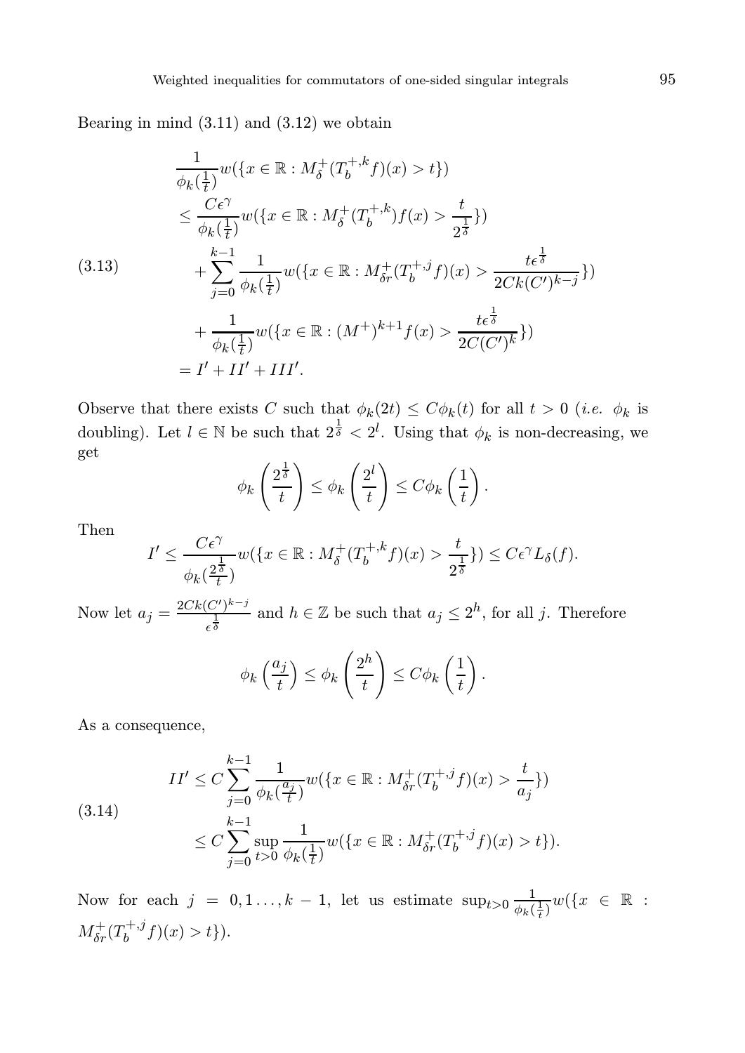Bearing in mind (3.11) and (3.12) we obtain

$$
\begin{aligned}
&\frac{1}{\phi_k(\frac{1}{t})} w(\{x \in \mathbb{R} : M_\delta^+(T_b^{+,k} f)(x) > t\}) \\
&\leq \frac{C\epsilon^\gamma}{\phi_k(\frac{1}{t})} w(\{x \in \mathbb{R} : M_\delta^+(T_b^{+,k}) f(x) > \frac{t}{2^{\frac{1}{\delta}}}\}) \\
&\quad + \sum_{j=0}^{k-1} \frac{1}{\phi_k(\frac{1}{t})} w(\{x \in \mathbb{R} : M_{\delta r}^+(T_b^{+,j} f)(x) > \frac{t\epsilon^{\frac{1}{\delta}}}{2Ck(C')^{k-j}}\}) \\
&\quad + \frac{1}{\phi_k(\frac{1}{t})} w(\{x \in \mathbb{R} : (M^+)^{k+1} f(x) > \frac{t\epsilon^{\frac{1}{\delta}}}{2C(C')^k}\}) \\
&= I' + II' + III'.
\end{aligned}
\tag{3.13}
$$

Observe that there exists $C$ such that $\phi_k(2t) \leq C\phi_k(t)$ for all $t > 0$ (*i.e.* $\phi_k$ is doubling). Let $l \in \mathbb{N}$ be such that $2^{\frac{1}{\delta}} < 2^l$. Using that $\phi_k$ is non-decreasing, we get

$$
\phi_k\left(\frac{2^{\frac{1}{\delta}}}{t}\right) \leq \phi_k\left(\frac{2^l}{t}\right) \leq C\phi_k\left(\frac{1}{t}\right).
$$

Then

$$
I' \leq \frac{C\epsilon^\gamma}{\phi_k(\frac{2^{\frac{1}{\delta}}}{t})} w(\{x \in \mathbb{R} : M_\delta^+(T_b^{+,k} f)(x) > \frac{t}{2^{\frac{1}{\delta}}}\}) \leq C\epsilon^\gamma L_\delta(f).
$$

Now let $a_j = \frac{2Ck(C')^{k-j}}{\epsilon^{\frac{1}{\delta}}}$ and $h \in \mathbb{Z}$ be such that $a_j \leq 2^h$, for all $j$. Therefore

$$
\phi_k\left(\frac{a_j}{t}\right) \leq \phi_k\left(\frac{2^h}{t}\right) \leq C\phi_k\left(\frac{1}{t}\right).
$$

As a consequence,

$$
\begin{aligned}
II' &\leq C \sum_{j=0}^{k-1} \frac{1}{\phi_k(\frac{a_j}{t})} w(\{x \in \mathbb{R} : M_{\delta r}^+(T_b^{+,j} f)(x) > \frac{t}{a_j}\}) \\
&\leq C \sum_{j=0}^{k-1} \sup_{t>0} \frac{1}{\phi_k(\frac{1}{t})} w(\{x \in \mathbb{R} : M_{\delta r}^+(T_b^{+,j} f)(x) > t\}).
\end{aligned}
\tag{3.14}
$$

Now for each $j = 0, 1 \ldots, k-1$, let us estimate $\sup_{t>0} \frac{1}{\phi_k(\frac{1}{t})} w(\{x \in \mathbb{R} : M_{\delta r}^+(T_b^{+,j} f)(x) > t\})$.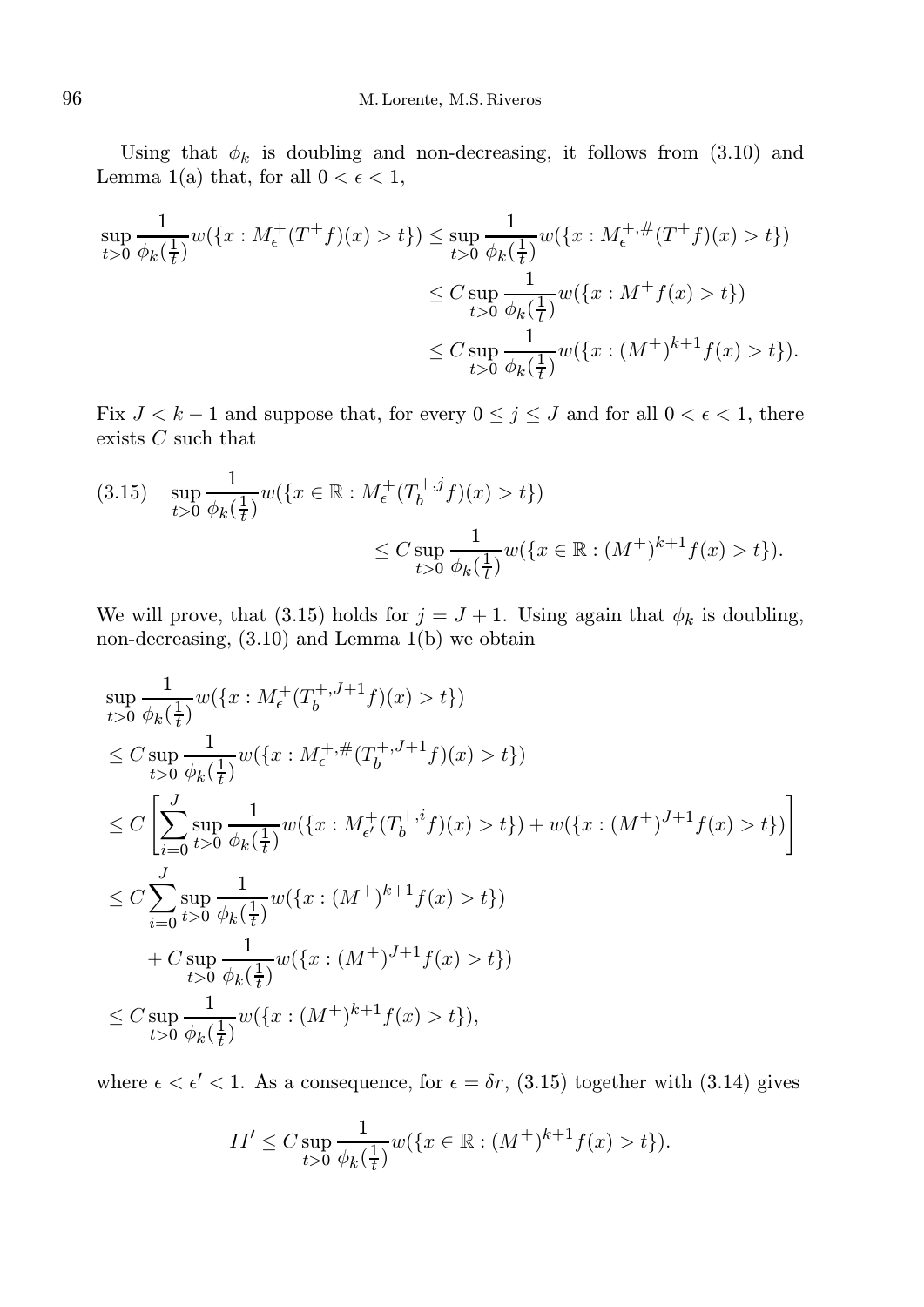Using that $\phi_k$ is doubling and non-decreasing, it follows from (3.10) and Lemma 1(a) that, for all $0 < \epsilon < 1$,

$$
\begin{aligned}
\sup_{t>0} \frac{1}{\phi_k(\frac{1}{t})} w(\{x : M_\epsilon^+(T^+f)(x) > t\}) &\le \sup_{t>0} \frac{1}{\phi_k(\frac{1}{t})} w(\{x : M_\epsilon^{+,\#}(T^+f)(x) > t\}) \\
&\le C \sup_{t>0} \frac{1}{\phi_k(\frac{1}{t})} w(\{x : M^+f(x) > t\}) \\
&\le C \sup_{t>0} \frac{1}{\phi_k(\frac{1}{t})} w(\{x : (M^+)^{k+1}f(x) > t\}).
\end{aligned}
$$

Fix $J < k-1$ and suppose that, for every $0 \le j \le J$ and for all $0 < \epsilon < 1$, there exists $C$ such that

$$
\begin{aligned}
(3.15) \quad \sup_{t>0} \frac{1}{\phi_k(\frac{1}{t})} &w(\{x \in \mathbb{R} : M_\epsilon^+(T_b^{+,j}f)(x) > t\}) \\
&\le C \sup_{t>0} \frac{1}{\phi_k(\frac{1}{t})} w(\{x \in \mathbb{R} : (M^+)^{k+1}f(x) > t\}).
\end{aligned}
$$

We will prove, that (3.15) holds for $j = J+1$. Using again that $\phi_k$ is doubling, non-decreasing, (3.10) and Lemma 1(b) we obtain

$$
\begin{aligned}
&\sup_{t>0} \frac{1}{\phi_k(\frac{1}{t})} w(\{x : M_\epsilon^+(T_b^{+,J+1}f)(x) > t\}) \\
&\le C \sup_{t>0} \frac{1}{\phi_k(\frac{1}{t})} w(\{x : M_\epsilon^{+,\#}(T_b^{+,J+1}f)(x) > t\}) \\
&\le C \left[ \sum_{i=0}^{J} \sup_{t>0} \frac{1}{\phi_k(\frac{1}{t})} w(\{x : M_{\epsilon'}^+(T_b^{+,i}f)(x) > t\}) + w(\{x : (M^+)^{J+1}f(x) > t\}) \right] \\
&\le C \sum_{i=0}^{J} \sup_{t>0} \frac{1}{\phi_k(\frac{1}{t})} w(\{x : (M^+)^{k+1}f(x) > t\}) \\
&\quad + C \sup_{t>0} \frac{1}{\phi_k(\frac{1}{t})} w(\{x : (M^+)^{J+1}f(x) > t\}) \\
&\le C \sup_{t>0} \frac{1}{\phi_k(\frac{1}{t})} w(\{x : (M^+)^{k+1}f(x) > t\}),
\end{aligned}
$$

where $\epsilon < \epsilon' < 1$. As a consequence, for $\epsilon = \delta r$, (3.15) together with (3.14) gives

$$
II' \le C \sup_{t>0} \frac{1}{\phi_k(\frac{1}{t})} w(\{x \in \mathbb{R} : (M^+)^{k+1}f(x) > t\}).
$$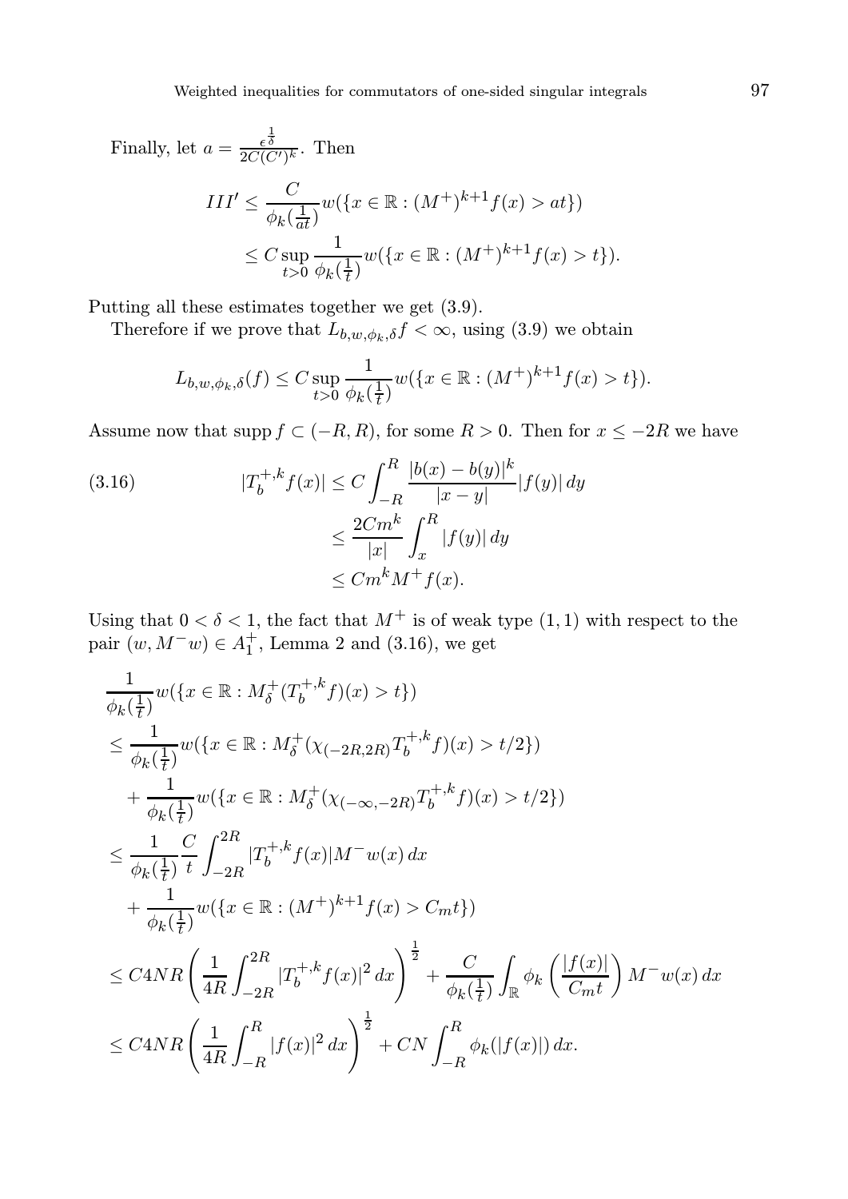Finally, let $a = \frac{\epsilon^{\frac{1}{\delta}}}{2C(C')^k}$. Then

$$
\begin{aligned}
III' &\leq \frac{C}{\phi_k(\frac{1}{at})} w(\{x \in \mathbb{R} : (M^+)^{k+1} f(x) > at\}) \\
&\leq C \sup_{t>0} \frac{1}{\phi_k(\frac{1}{t})} w(\{x \in \mathbb{R} : (M^+)^{k+1} f(x) > t\}).
\end{aligned}
$$

Putting all these estimates together we get (3.9).

Therefore if we prove that $L_{b,w,\phi_k,\delta} f < \infty$, using (3.9) we obtain

$$
L_{b,w,\phi_k,\delta}(f) \leq C \sup_{t>0} \frac{1}{\phi_k(\frac{1}{t})} w(\{x \in \mathbb{R} : (M^+)^{k+1} f(x) > t\}).
$$

Assume now that $\operatorname{supp} f \subset (-R, R)$, for some $R > 0$. Then for $x \leq -2R$ we have

$$
\begin{aligned}
(3.16) \qquad |T_b^{+,k} f(x)| &\leq C \int_{-R}^{R} \frac{|b(x) - b(y)|^k}{|x - y|} |f(y)|\, dy \\
&\leq \frac{2Cm^k}{|x|} \int_{x}^{R} |f(y)|\, dy \\
&\leq Cm^k M^+ f(x).
\end{aligned}
$$

Using that $0 < \delta < 1$, the fact that $M^+$ is of weak type $(1,1)$ with respect to the pair $(w, M^- w) \in A_1^+$, Lemma 2 and (3.16), we get

$$
\begin{aligned}
&\frac{1}{\phi_k(\frac{1}{t})} w(\{x \in \mathbb{R} : M_\delta^+(T_b^{+,k} f)(x) > t\}) \\
&\leq \frac{1}{\phi_k(\frac{1}{t})} w(\{x \in \mathbb{R} : M_\delta^+(\chi_{(-2R,2R)} T_b^{+,k} f)(x) > t/2\}) \\
&\quad + \frac{1}{\phi_k(\frac{1}{t})} w(\{x \in \mathbb{R} : M_\delta^+(\chi_{(-\infty,-2R)} T_b^{+,k} f)(x) > t/2\}) \\
&\leq \frac{1}{\phi_k(\frac{1}{t})} \frac{C}{t} \int_{-2R}^{2R} |T_b^{+,k} f(x)| M^- w(x)\, dx \\
&\quad + \frac{1}{\phi_k(\frac{1}{t})} w(\{x \in \mathbb{R} : (M^+)^{k+1} f(x) > C_m t\}) \\
&\leq C4NR \left( \frac{1}{4R} \int_{-2R}^{2R} |T_b^{+,k} f(x)|^2\, dx \right)^{\frac{1}{2}} + \frac{C}{\phi_k(\frac{1}{t})} \int_{\mathbb{R}} \phi_k\left( \frac{|f(x)|}{C_m t} \right) M^- w(x)\, dx \\
&\leq C4NR \left( \frac{1}{4R} \int_{-R}^{R} |f(x)|^2\, dx \right)^{\frac{1}{2}} + CN \int_{-R}^{R} \phi_k(|f(x)|)\, dx.
\end{aligned}
$$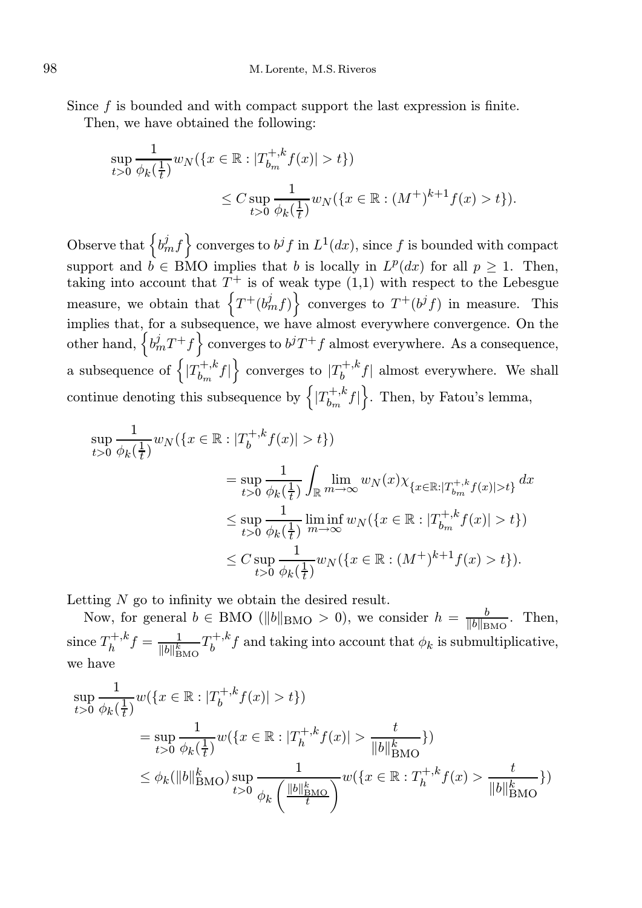Since $f$ is bounded and with compact support the last expression is finite.

Then, we have obtained the following:

$$\sup_{t>0} \frac{1}{\phi_k(\frac{1}{t})} w_N(\{x \in \mathbb{R} : |T^{+,k}_{b_m} f(x)| > t\})$$
$$\leq C \sup_{t>0} \frac{1}{\phi_k(\frac{1}{t})} w_N(\{x \in \mathbb{R} : (M^+)^{k+1} f(x) > t\}).$$

Observe that $\left\{b^j_m f\right\}$ converges to $b^j f$ in $L^1(dx)$, since $f$ is bounded with compact support and $b \in \mathrm{BMO}$ implies that $b$ is locally in $L^p(dx)$ for all $p \geq 1$. Then, taking into account that $T^+$ is of weak type (1,1) with respect to the Lebesgue measure, we obtain that $\left\{T^+(b^j_m f)\right\}$ converges to $T^+(b^j f)$ in measure. This implies that, for a subsequence, we have almost everywhere convergence. On the other hand, $\left\{b^j_m T^+ f\right\}$ converges to $b^j T^+ f$ almost everywhere. As a consequence, a subsequence of $\left\{|T^{+,k}_{b_m} f|\right\}$ converges to $|T^{+,k}_b f|$ almost everywhere. We shall continue denoting this subsequence by $\left\{|T^{+,k}_{b_m} f|\right\}$. Then, by Fatou's lemma,

$$\begin{aligned}
\sup_{t>0} \frac{1}{\phi_k(\frac{1}{t})} & w_N(\{x \in \mathbb{R} : |T^{+,k}_b f(x)| > t\}) \\
&= \sup_{t>0} \frac{1}{\phi_k(\frac{1}{t})} \int_{\mathbb{R}} \lim_{m\to\infty} w_N(x) \chi_{\{x\in\mathbb{R}:|T^{+,k}_{b_m} f(x)|>t\}}\, dx \\
&\leq \sup_{t>0} \frac{1}{\phi_k(\frac{1}{t})} \liminf_{m\to\infty} w_N(\{x \in \mathbb{R} : |T^{+,k}_{b_m} f(x)| > t\}) \\
&\leq C \sup_{t>0} \frac{1}{\phi_k(\frac{1}{t})} w_N(\{x \in \mathbb{R} : (M^+)^{k+1} f(x) > t\}).
\end{aligned}$$

Letting $N$ go to infinity we obtain the desired result.

Now, for general $b \in \mathrm{BMO}$ ($\|b\|_{\mathrm{BMO}} > 0$), we consider $h = \frac{b}{\|b\|_{\mathrm{BMO}}}$. Then, since $T^{+,k}_h f = \frac{1}{\|b\|^k_{\mathrm{BMO}}} T^{+,k}_b f$ and taking into account that $\phi_k$ is submultiplicative, we have

$$\begin{aligned}
\sup_{t>0} \frac{1}{\phi_k(\frac{1}{t})} & w(\{x \in \mathbb{R} : |T^{+,k}_b f(x)| > t\}) \\
&= \sup_{t>0} \frac{1}{\phi_k(\frac{1}{t})} w(\{x \in \mathbb{R} : |T^{+,k}_h f(x)| > \frac{t}{\|b\|^k_{\mathrm{BMO}}}\}) \\
&\leq \phi_k(\|b\|^k_{\mathrm{BMO}}) \sup_{t>0} \frac{1}{\phi_k\left(\frac{\|b\|^k_{\mathrm{BMO}}}{t}\right)} w(\{x \in \mathbb{R} : T^{+,k}_h f(x) > \frac{t}{\|b\|^k_{\mathrm{BMO}}}\})
\end{aligned}$$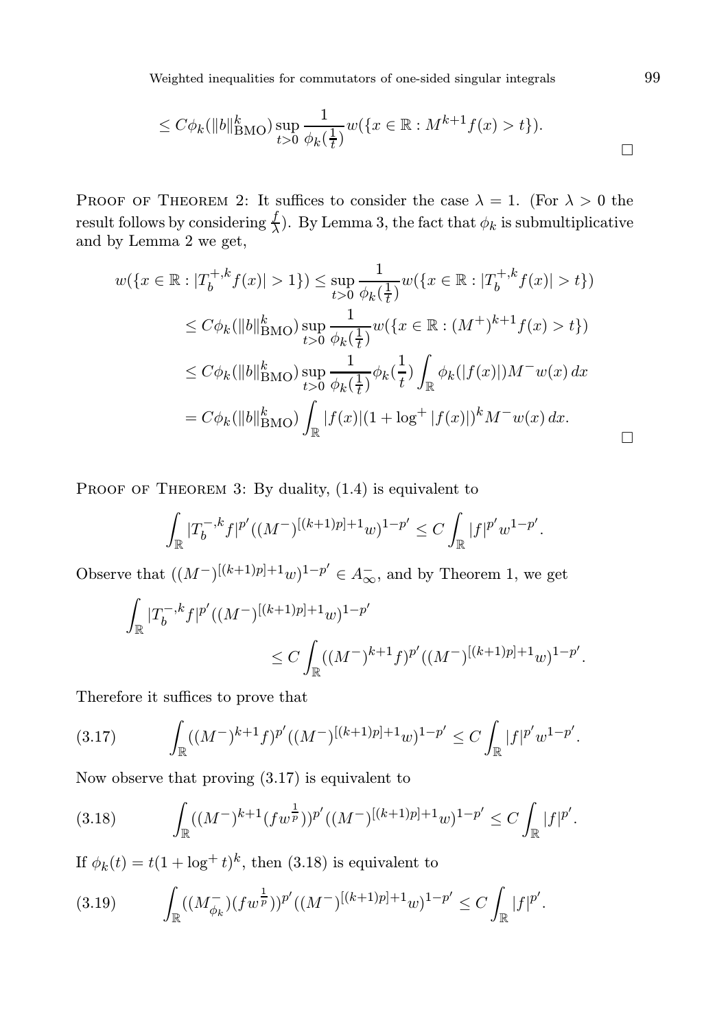$$\leq C\phi_k(\|b\|_{\mathrm{BMO}}^k)\sup_{t>0}\frac{1}{\phi_k(\frac{1}{t})}w(\{x\in\mathbb{R}:M^{k+1}f(x)>t\}).$$

□

Proof of Theorem 2: It suffices to consider the case $\lambda = 1$. (For $\lambda > 0$ the result follows by considering $\frac{f}{\lambda}$). By Lemma 3, the fact that $\phi_k$ is submultiplicative and by Lemma 2 we get,

$$\begin{aligned}
w(\{x\in\mathbb{R}:|T_b^{+,k}f(x)|>1\}) &\leq \sup_{t>0}\frac{1}{\phi_k(\frac{1}{t})}w(\{x\in\mathbb{R}:|T_b^{+,k}f(x)|>t\})\\
&\leq C\phi_k(\|b\|_{\mathrm{BMO}}^k)\sup_{t>0}\frac{1}{\phi_k(\frac{1}{t})}w(\{x\in\mathbb{R}:(M^+)^{k+1}f(x)>t\})\\
&\leq C\phi_k(\|b\|_{\mathrm{BMO}}^k)\sup_{t>0}\frac{1}{\phi_k(\frac{1}{t})}\phi_k(\frac{1}{t})\int_{\mathbb{R}}\phi_k(|f(x)|)M^-w(x)\,dx\\
&= C\phi_k(\|b\|_{\mathrm{BMO}}^k)\int_{\mathbb{R}}|f(x)|(1+\log^+|f(x)|)^kM^-w(x)\,dx.
\end{aligned}$$

□

Proof of Theorem 3: By duality, (1.4) is equivalent to

$$\int_{\mathbb{R}}|T_b^{-,k}f|^{p'}((M^-)^{[(k+1)p]+1}w)^{1-p'}\leq C\int_{\mathbb{R}}|f|^{p'}w^{1-p'}.$$

Observe that $((M^-)^{[(k+1)p]+1}w)^{1-p'}\in A_\infty^-$, and by Theorem 1, we get

$$\begin{aligned}
\int_{\mathbb{R}}&|T_b^{-,k}f|^{p'}((M^-)^{[(k+1)p]+1}w)^{1-p'}\\
&\qquad\leq C\int_{\mathbb{R}}((M^-)^{k+1}f)^{p'}((M^-)^{[(k+1)p]+1}w)^{1-p'}.
\end{aligned}$$

Therefore it suffices to prove that

$$\int_{\mathbb{R}}((M^-)^{k+1}f)^{p'}((M^-)^{[(k+1)p]+1}w)^{1-p'}\leq C\int_{\mathbb{R}}|f|^{p'}w^{1-p'}. \tag{3.17}$$

Now observe that proving (3.17) is equivalent to

$$\int_{\mathbb{R}}((M^-)^{k+1}(fw^{\frac{1}{p}}))^{p'}((M^-)^{[(k+1)p]+1}w)^{1-p'}\leq C\int_{\mathbb{R}}|f|^{p'}. \tag{3.18}$$

If $\phi_k(t)=t(1+\log^+t)^k$, then (3.18) is equivalent to

$$\int_{\mathbb{R}}((M^-_{\phi_k})(fw^{\frac{1}{p}}))^{p'}((M^-)^{[(k+1)p]+1}w)^{1-p'}\leq C\int_{\mathbb{R}}|f|^{p'}. \tag{3.19}$$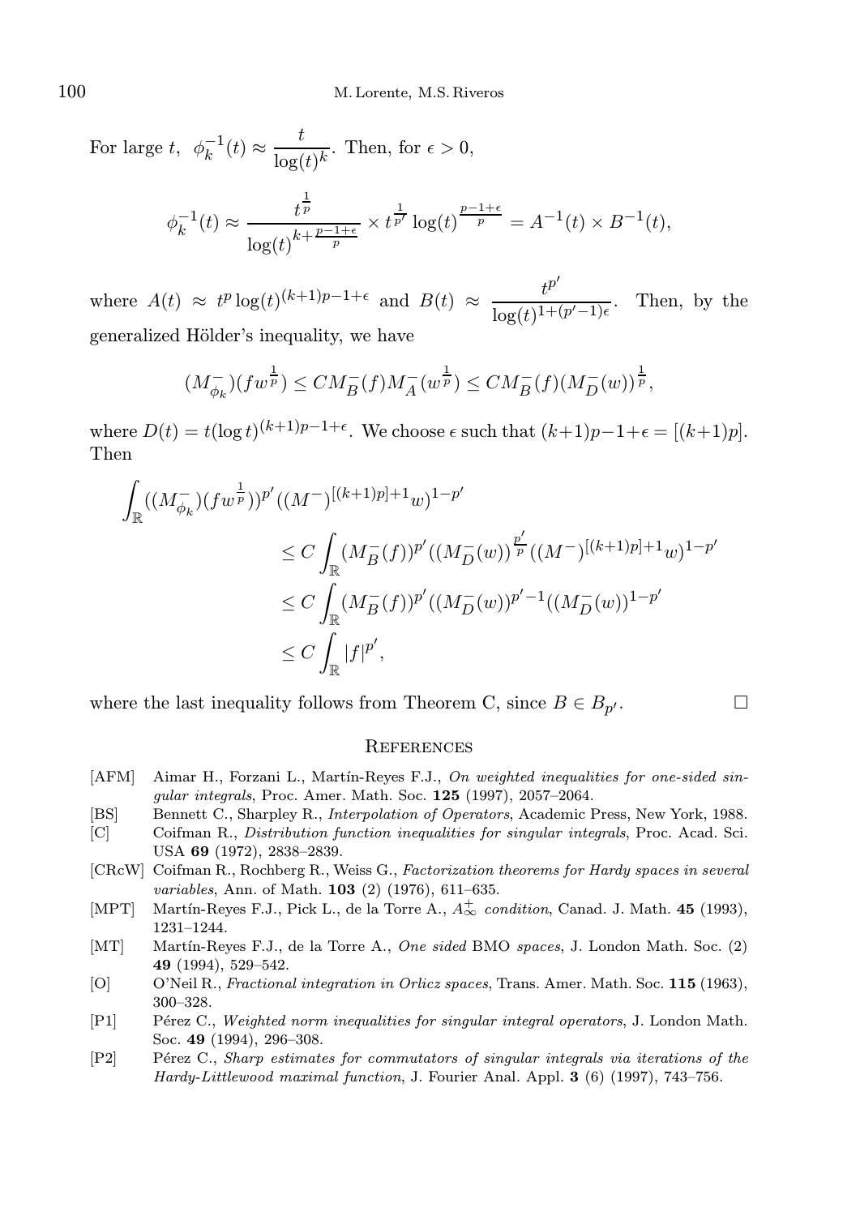For large $t$, $\phi_k^{-1}(t) \approx \dfrac{t}{\log(t)^k}$. Then, for $\epsilon > 0$,

$$\phi_k^{-1}(t) \approx \frac{t^{\frac{1}{p}}}{\log(t)^{k+\frac{p-1+\epsilon}{p}}} \times t^{\frac{1}{p'}} \log(t)^{\frac{p-1+\epsilon}{p}} = A^{-1}(t) \times B^{-1}(t),$$

where $A(t) \approx t^p \log(t)^{(k+1)p-1+\epsilon}$ and $B(t) \approx \dfrac{t^{p'}}{\log(t)^{1+(p'-1)\epsilon}}$. Then, by the generalized Hölder's inequality, we have

$$(M_{\phi_k}^-)(fw^{\frac{1}{p}}) \leq CM_B^-(f)M_A^-(w^{\frac{1}{p}}) \leq CM_B^-(f)(M_D^-(w))^{\frac{1}{p}},$$

where $D(t) = t(\log t)^{(k+1)p-1+\epsilon}$. We choose $\epsilon$ such that $(k+1)p-1+\epsilon = [(k+1)p]$. Then

$$\begin{aligned}
\int_{\mathbb{R}} ((M_{\phi_k}^-)(fw^{\frac{1}{p}}))^{p'}((M^-)^{[(k+1)p]+1}w)^{1-p'} \\
&\leq C \int_{\mathbb{R}} (M_B^-(f))^{p'}((M_D^-(w))^{\frac{p'}{p}}((M^-)^{[(k+1)p]+1}w)^{1-p'} \\
&\leq C \int_{\mathbb{R}} (M_B^-(f))^{p'}((M_D^-(w))^{p'-1}((M_D^-(w))^{1-p'} \\
&\leq C \int_{\mathbb{R}} |f|^{p'},
\end{aligned}$$

where the last inequality follows from Theorem C, since $B \in B_{p'}$. □

## References

[AFM] Aimar H., Forzani L., Martín-Reyes F.J., *On weighted inequalities for one-sided singular integrals*, Proc. Amer. Math. Soc. **125** (1997), 2057–2064.

[BS] Bennett C., Sharpley R., *Interpolation of Operators*, Academic Press, New York, 1988.

[C] Coifman R., *Distribution function inequalities for singular integrals*, Proc. Acad. Sci. USA **69** (1972), 2838–2839.

[CRcW] Coifman R., Rochberg R., Weiss G., *Factorization theorems for Hardy spaces in several variables*, Ann. of Math. **103** (2) (1976), 611–635.

[MPT] Martín-Reyes F.J., Pick L., de la Torre A., $A_\infty^+$ *condition*, Canad. J. Math. **45** (1993), 1231–1244.

[MT] Martín-Reyes F.J., de la Torre A., *One sided* BMO *spaces*, J. London Math. Soc. (2) **49** (1994), 529–542.

[O] O'Neil R., *Fractional integration in Orlicz spaces*, Trans. Amer. Math. Soc. **115** (1963), 300–328.

[P1] Pérez C., *Weighted norm inequalities for singular integral operators*, J. London Math. Soc. **49** (1994), 296–308.

[P2] Pérez C., *Sharp estimates for commutators of singular integrals via iterations of the Hardy-Littlewood maximal function*, J. Fourier Anal. Appl. **3** (6) (1997), 743–756.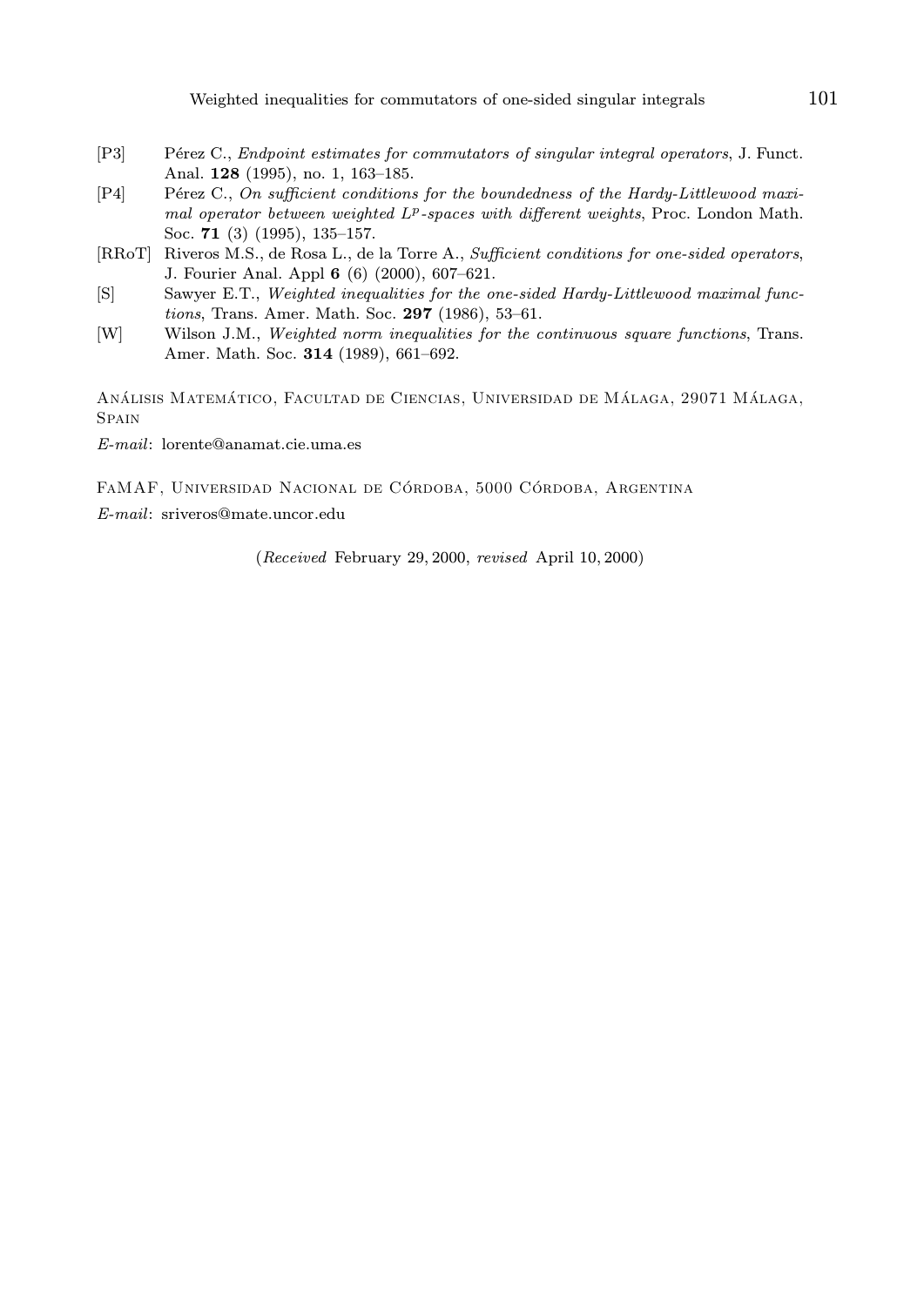[P3] Pérez C., *Endpoint estimates for commutators of singular integral operators*, J. Funct. Anal. **128** (1995), no. 1, 163–185.

[P4] Pérez C., *On sufficient conditions for the boundedness of the Hardy-Littlewood maximal operator between weighted $L^p$-spaces with different weights*, Proc. London Math. Soc. **71** (3) (1995), 135–157.

[RRoT] Riveros M.S., de Rosa L., de la Torre A., *Sufficient conditions for one-sided operators*, J. Fourier Anal. Appl **6** (6) (2000), 607–621.

[S] Sawyer E.T., *Weighted inequalities for the one-sided Hardy-Littlewood maximal functions*, Trans. Amer. Math. Soc. **297** (1986), 53–61.

[W] Wilson J.M., *Weighted norm inequalities for the continuous square functions*, Trans. Amer. Math. Soc. **314** (1989), 661–692.

Análisis Matemático, Facultad de Ciencias, Universidad de Málaga, 29071 Málaga, Spain

*E-mail*: lorente@anamat.cie.uma.es

FaMAF, Universidad Nacional de Córdoba, 5000 Córdoba, Argentina

*E-mail*: sriveros@mate.uncor.edu

(*Received* February 29, 2000, *revised* April 10, 2000)